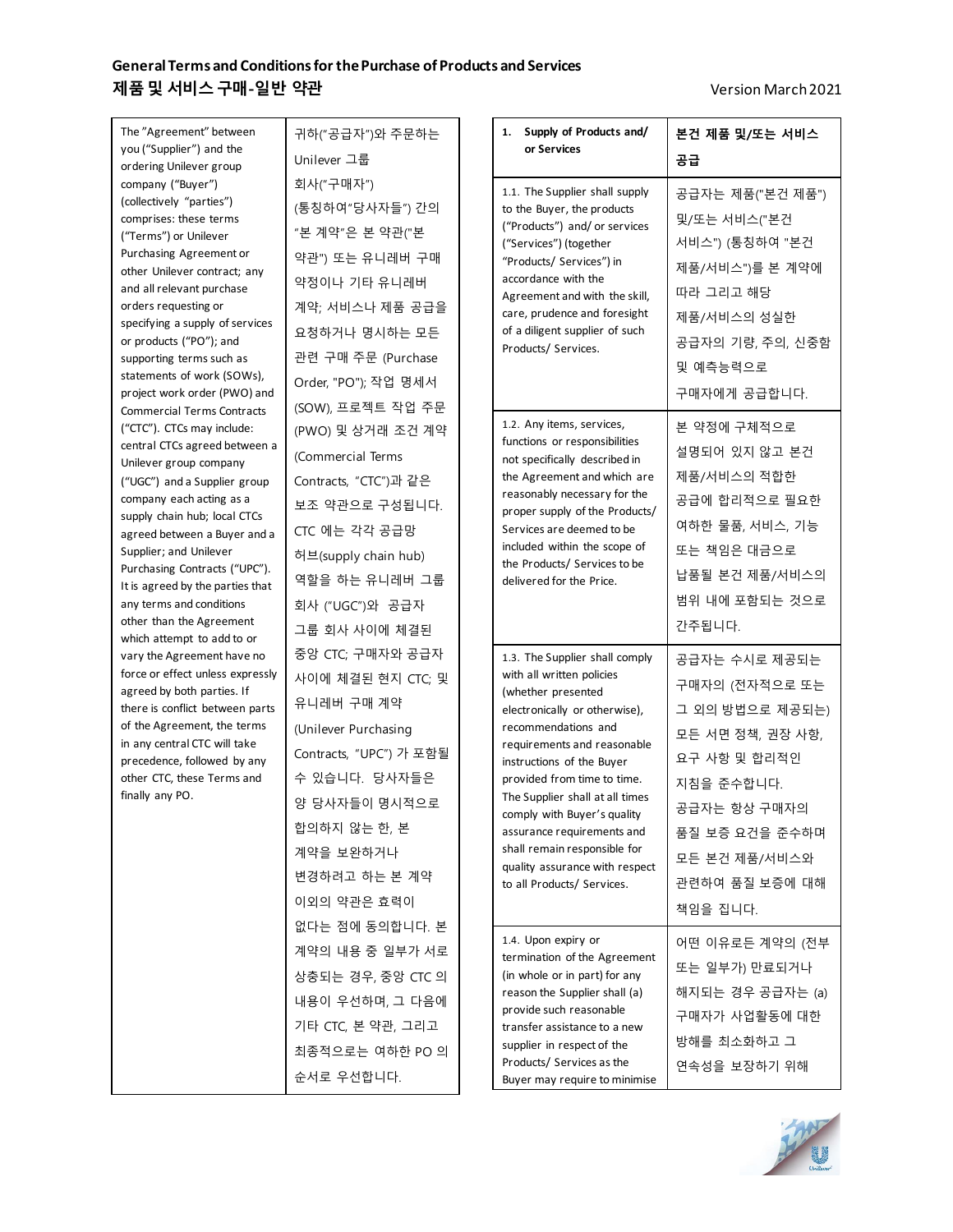## General Terms and Conditions for the Purchase of Products and Services
## 제품 및 서비스 구매-일반 약관

Version March 2021

| The "Agreement" between you ("Supplier") and the ordering Unilever group company ("Buyer") (collectively "parties") comprises: these terms ("Terms") or Unilever Purchasing Agreement or other Unilever contract; any and all relevant purchase orders requesting or specifying a supply of services or products ("PO"); and supporting terms such as statements of work (SOWs), project work order (PWO) and Commercial Terms Contracts ("CTC"). CTCs may include: central CTCs agreed between a Unilever group company ("UGC") and a Supplier group company each acting as a supply chain hub; local CTCs agreed between a Buyer and a Supplier; and Unilever Purchasing Contracts ("UPC"). It is agreed by the parties that any terms and conditions other than the Agreement which attempt to add to or vary the Agreement have no force or effect unless expressly agreed by both parties. If there is conflict between parts of the Agreement, the terms in any central CTC will take precedence, followed by any other CTC, these Terms and finally any PO. | 귀하("공급자")와 주문하는 Unilever 그룹 회사("구매자") (통칭하여"당사자들") 간의 "본 계약"은 본 약관("본 약관") 또는 유니레버 구매 약정이나 기타 유니레버 계약; 서비스나 제품 공급을 요청하거나 명시하는 모든 관련 구매 주문 (Purchase Order, "PO"); 작업 명세서 (SOW), 프로젝트 작업 주문 (PWO) 및 상거래 조건 계약 (Commercial Terms Contracts, "CTC")과 같은 보조 약관으로 구성됩니다. CTC 에는 각각 공급망 허브(supply chain hub) 역할을 하는 유니레버 그룹 회사 ("UGC")와 공급자 그룹 회사 사이에 체결된 중앙 CTC; 구매자와 공급자 사이에 체결된 현지 CTC; 및 유니레버 구매 계약 (Unilever Purchasing Contracts, "UPC") 가 포함될 수 있습니다. 당사자들은 양 당사자들이 명시적으로 합의하지 않는 한, 본 계약을 보완하거나 변경하려고 하는 본 계약 이외의 약관은 효력이 없다는 점에 동의합니다. 본 계약의 내용 중 일부가 서로 상충되는 경우, 중앙 CTC 의 내용이 우선하며, 그 다음에 기타 CTC, 본 약관, 그리고 최종적으로는 여하한 PO 의 순서로 우선합니다. |
|---|---|

| **1. Supply of Products and/ or Services** | **본건 제품 및/또는 서비스 공급** |
|---|---|
| 1.1. The Supplier shall supply to the Buyer, the products ("Products") and/ or services ("Services") (together "Products/ Services") in accordance with the Agreement and with the skill, care, prudence and foresight of a diligent supplier of such Products/ Services. | 공급자는 제품("본건 제품") 및/또는 서비스("본건 서비스") (통칭하여 "본건 제품/서비스")를 본 계약에 따라 그리고 해당 제품/서비스의 성실한 공급자의 기량, 주의, 신중함 및 예측능력으로 구매자에게 공급합니다. |
| 1.2. Any items, services, functions or responsibilities not specifically described in the Agreement and which are reasonably necessary for the proper supply of the Products/ Services are deemed to be included within the scope of the Products/ Services to be delivered for the Price. | 본 약정에 구체적으로 설명되어 있지 않고 본건 제품/서비스의 적합한 공급에 합리적으로 필요한 여하한 물품, 서비스, 기능 또는 책임은 대금으로 납품될 본건 제품/서비스의 범위 내에 포함되는 것으로 간주됩니다. |
| 1.3. The Supplier shall comply with all written policies (whether presented electronically or otherwise), recommendations and requirements and reasonable instructions of the Buyer provided from time to time. The Supplier shall at all times comply with Buyer's quality assurance requirements and shall remain responsible for quality assurance with respect to all Products/ Services. | 공급자는 수시로 제공되는 구매자의 (전자적으로 또는 그 외의 방법으로 제공되는) 모든 서면 정책, 권장 사항, 요구 사항 및 합리적인 지침을 준수합니다. 공급자는 항상 구매자의 품질 보증 요건을 준수하며 모든 본건 제품/서비스와 관련하여 품질 보증에 대해 책임을 집니다. |
| 1.4. Upon expiry or termination of the Agreement (in whole or in part) for any reason the Supplier shall (a) provide such reasonable transfer assistance to a new supplier in respect of the Products/ Services as the Buyer may require to minimise | 어떤 이유로든 계약의 (전부 또는 일부가) 만료되거나 해지되는 경우 공급자는 (a) 구매자가 사업활동에 대한 방해를 최소화하고 그 연속성을 보장하기 위해 |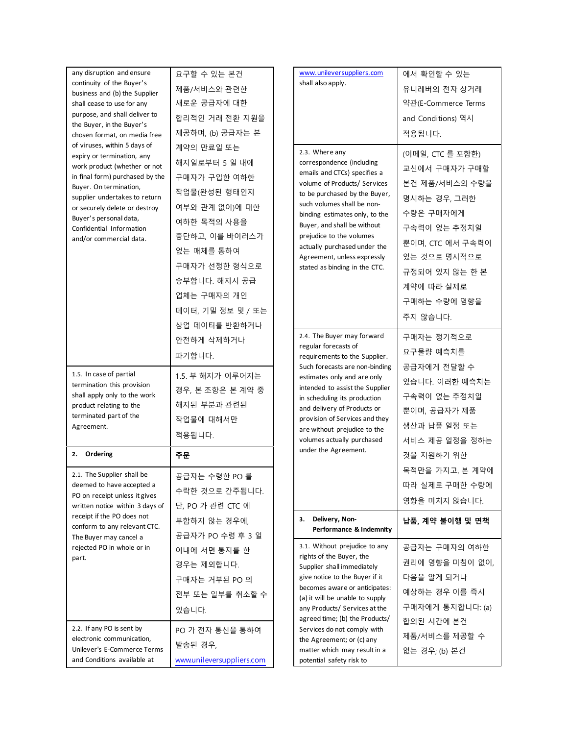| | |
|---|---|
| any disruption and ensure continuity of the Buyer's business and (b) the Supplier shall cease to use for any purpose, and shall deliver to the Buyer, in the Buyer's chosen format, on media free of viruses, within 5 days of expiry or termination, any work product (whether or not in final form) purchased by the Buyer. On termination, supplier undertakes to return or securely delete or destroy Buyer's personal data, Confidential Information and/or commercial data. | 요구할 수 있는 본건 제품/서비스와 관련한 새로운 공급자에 대한 합리적인 거래 전환 지원을 제공하며, (b) 공급자는 본 계약의 만료일 또는 해지일로부터 5 일 내에 구매자가 구입한 여하한 작업물(완성된 형태인지 여부와 관계 없이)에 대한 여하한 목적의 사용을 중단하고, 이를 바이러스가 없는 매체를 통하여 구매자가 선정한 형식으로 송부합니다. 해지시 공급 업체는 구매자의 개인 데이터, 기밀 정보 및 / 또는 상업 데이터를 반환하거나 안전하게 삭제하거나 파기합니다. |
| 1.5. In case of partial termination this provision shall apply only to the work product relating to the terminated part of the Agreement. | 1.5. 부 해지가 이루어지는 경우, 본 조항은 본 계약 중 해지된 부분과 관련된 작업물에 대해서만 적용됩니다. |
| **2. Ordering** | **주문** |
| 2.1. The Supplier shall be deemed to have accepted a PO on receipt unless it gives written notice within 3 days of receipt if the PO does not conform to any relevant CTC. The Buyer may cancel a rejected PO in whole or in part. | 공급자는 수령한 PO 를 수락한 것으로 간주됩니다. 단, PO 가 관련 CTC 에 부합하지 않는 경우에, 공급자가 PO 수령 후 3 일 이내에 서면 통지를 한 경우는 제외합니다. 구매자는 거부된 PO 의 전부 또는 일부를 취소할 수 있습니다. |
| 2.2. If any PO is sent by electronic communication, Unilever's E-Commerce Terms and Conditions available at www.unileversuppliers.com shall also apply. | PO 가 전자 통신을 통하여 발송된 경우, www.unileversuppliers.com 에서 확인할 수 있는 유니레버의 전자 상거래 약관(E-Commerce Terms and Conditions) 역시 적용됩니다. |
| 2.3. Where any correspondence (including emails and CTCs) specifies a volume of Products/ Services to be purchased by the Buyer, such volumes shall be non-binding estimates only, to the Buyer, and shall be without prejudice to the volumes actually purchased under the Agreement, unless expressly stated as binding in the CTC. | (이메일, CTC 를 포함한) 교신에서 구매자가 구매할 본건 제품/서비스의 수량을 명시하는 경우, 그러한 수량은 구매자에게 구속력이 없는 추정치일 뿐이며, CTC 에서 구속력이 있는 것으로 명시적으로 규정되어 있지 않는 한 본 계약에 따라 실제로 구매하는 수량에 영향을 주지 않습니다. |
| 2.4. The Buyer may forward regular forecasts of requirements to the Supplier. Such forecasts are non-binding estimates only and are only intended to assist the Supplier in scheduling its production and delivery of Products or provision of Services and they are without prejudice to the volumes actually purchased under the Agreement. | 구매자는 정기적으로 요구물량 예측치를 공급자에게 전달할 수 있습니다. 이러한 예측치는 구속력이 없는 추정치일 뿐이며, 공급자가 제품 생산과 납품 일정 또는 서비스 제공 일정을 정하는 것을 지원하기 위한 목적만을 가지고, 본 계약에 따라 실제로 구매한 수량에 영향을 미치지 않습니다. |
| **3. Delivery, Non-Performance & Indemnity** | **납품, 계약 불이행 및 면책** |
| 3.1. Without prejudice to any rights of the Buyer, the Supplier shall immediately give notice to the Buyer if it becomes aware or anticipates: (a) it will be unable to supply any Products/ Services at the agreed time; (b) the Products/ Services do not comply with the Agreement; or (c) any matter which may result in a potential safety risk to | 공급자는 구매자의 여하한 권리에 영향을 미침이 없이, 다음을 알게 되거나 예상하는 경우 이를 즉시 구매자에게 통지합니다: (a) 합의된 시간에 본건 제품/서비스를 제공할 수 없는 경우; (b) 본건 |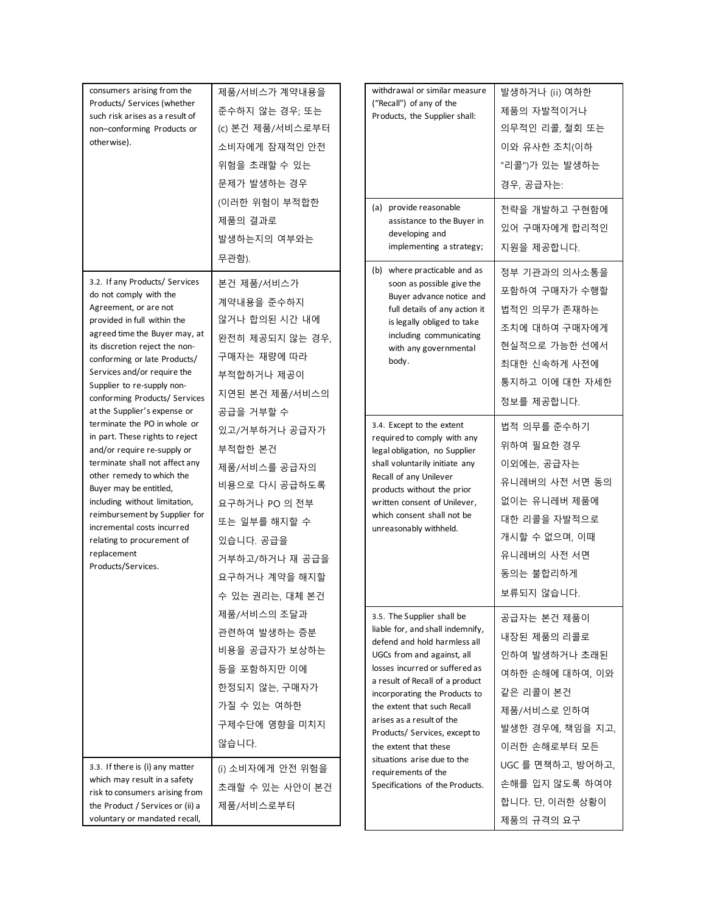| | |
|---|---|
| consumers arising from the Products/ Services (whether such risk arises as a result of non–conforming Products or otherwise). | 제품/서비스가 계약내용을 준수하지 않는 경우; 또는 (c) 본건 제품/서비스로부터 소비자에게 잠재적인 안전 위험을 초래할 수 있는 문제가 발생하는 경우 (이러한 위험이 부적합한 제품의 결과로 발생하는지의 여부와는 무관함). |
| 3.2. If any Products/ Services do not comply with the Agreement, or are not provided in full within the agreed time the Buyer may, at its discretion reject the non-conforming or late Products/ Services and/or require the Supplier to re-supply non-conforming Products/ Services at the Supplier's expense or terminate the PO in whole or in part. These rights to reject and/or require re-supply or terminate shall not affect any other remedy to which the Buyer may be entitled, including without limitation, reimbursement by Supplier for incremental costs incurred relating to procurement of replacement Products/Services. | 본건 제품/서비스가 계약내용을 준수하지 않거나 합의된 시간 내에 완전히 제공되지 않는 경우, 구매자는 재량에 따라 부적합하거나 제공이 지연된 본건 제품/서비스의 공급을 거부할 수 있고/거부하거나 공급자가 부적합한 본건 제품/서비스를 공급자의 비용으로 다시 공급하도록 요구하거나 PO 의 전부 또는 일부를 해지할 수 있습니다. 공급을 거부하고/하거나 재 공급을 요구하거나 계약을 해지할 수 있는 권리는, 대체 본건 제품/서비스의 조달과 관련하여 발생하는 증분 비용을 공급자가 보상하는 등을 포함하지만 이에 한정되지 않는, 구매자가 가질 수 있는 여하한 구제수단에 영향을 미치지 않습니다. |
| 3.3. If there is (i) any matter which may result in a safety risk to consumers arising from the Product / Services or (ii) a voluntary or mandated recall, withdrawal or similar measure ("Recall") of any of the Products, the Supplier shall: | (i) 소비자에게 안전 위험을 초래할 수 있는 사안이 본건 제품/서비스로부터 발생하거나 (ii) 여하한 제품의 자발적이거나 의무적인 리콜, 철회 또는 이와 유사한 조치(이하 "리콜")가 있는 발생하는 경우, 공급자는: |
| (a) provide reasonable assistance to the Buyer in developing and implementing a strategy; | 전략을 개발하고 구현함에 있어 구매자에게 합리적인 지원을 제공합니다. |
| (b) where practicable and as soon as possible give the Buyer advance notice and full details of any action it is legally obliged to take including communicating with any governmental body. | 정부 기관과의 의사소통을 포함하여 구매자가 수행할 법적인 의무가 존재하는 조치에 대하여 구매자에게 현실적으로 가능한 선에서 최대한 신속하게 사전에 통지하고 이에 대한 자세한 정보를 제공합니다. |
| 3.4. Except to the extent required to comply with any legal obligation, no Supplier shall voluntarily initiate any Recall of any Unilever products without the prior written consent of Unilever, which consent shall not be unreasonably withheld. | 법적 의무를 준수하기 위하여 필요한 경우 이외에는, 공급자는 유니레버의 사전 서면 동의 없이는 유니레버 제품에 대한 리콜을 자발적으로 개시할 수 없으며, 이때 유니레버의 사전 서면 동의는 불합리하게 보류되지 않습니다. |
| 3.5. The Supplier shall be liable for, and shall indemnify, defend and hold harmless all UGCs from and against, all losses incurred or suffered as a result of Recall of a product incorporating the Products to the extent that such Recall arises as a result of the Products/ Services, except to the extent that these situations arise due to the requirements of the Specifications of the Products. | 공급자는 본건 제품이 내장된 제품의 리콜로 인하여 발생하거나 초래된 여하한 손해에 대하여, 이와 같은 리콜이 본건 제품/서비스로 인하여 발생한 경우에, 책임을 지고, 이러한 손해로부터 모든 UGC 를 면책하고, 방어하고, 손해를 입지 않도록 하여야 합니다. 단, 이러한 상황이 제품의 규격의 요구 |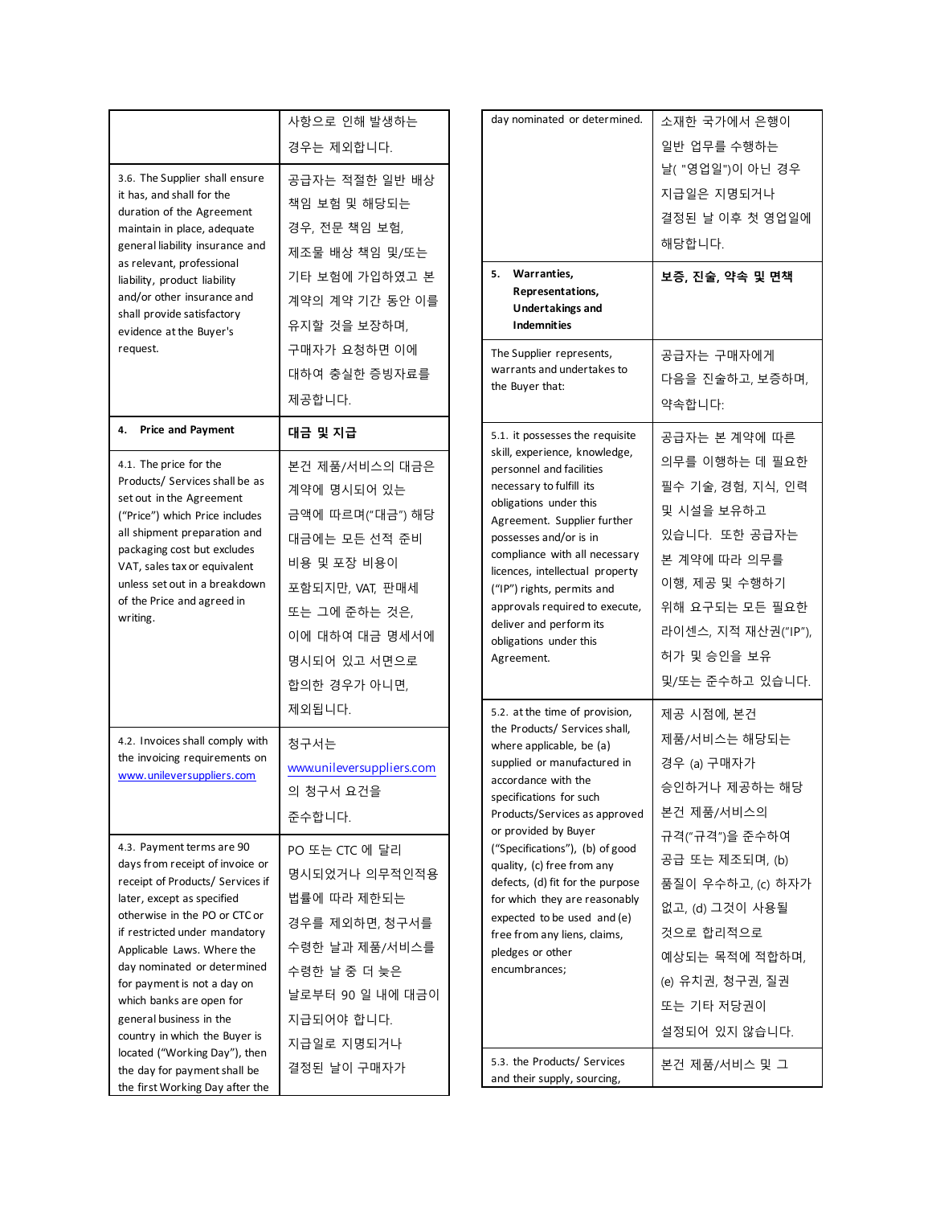| | |
|---|---|
| | 사항으로 인해 발생하는 경우는 제외합니다. |
| 3.6. The Supplier shall ensure it has, and shall for the duration of the Agreement maintain in place, adequate general liability insurance and as relevant, professional liability, product liability and/or other insurance and shall provide satisfactory evidence at the Buyer's request. | 공급자는 적절한 일반 배상 책임 보험 및 해당되는 경우, 전문 책임 보험, 제조물 배상 책임 및/또는 기타 보험에 가입하였고 본 계약의 계약 기간 동안 이를 유지할 것을 보장하며, 구매자가 요청하면 이에 대하여 충실한 증빙자료를 제공합니다. |
| **4. Price and Payment** | **대금 및 지급** |
| 4.1. The price for the Products/ Services shall be as set out in the Agreement ("Price") which Price includes all shipment preparation and packaging cost but excludes VAT, sales tax or equivalent unless set out in a breakdown of the Price and agreed in writing. | 본건 제품/서비스의 대금은 계약에 명시되어 있는 금액에 따르며("대금") 해당 대금에는 모든 선적 준비 비용 및 포장 비용이 포함되지만, VAT, 판매세 또는 그에 준하는 것은, 이에 대하여 대금 명세서에 명시되어 있고 서면으로 합의한 경우가 아니면, 제외됩니다. |
| 4.2. Invoices shall comply with the invoicing requirements on www.unileversuppliers.com | 청구서는 www.unileversuppliers.com 의 청구서 요건을 준수합니다. |
| 4.3. Payment terms are 90 days from receipt of invoice or receipt of Products/ Services if later, except as specified otherwise in the PO or CTC or if restricted under mandatory Applicable Laws. Where the day nominated or determined for payment is not a day on which banks are open for general business in the country in which the Buyer is located ("Working Day"), then the day for payment shall be the first Working Day after the day nominated or determined. | PO 또는 CTC 에 달리 명시되었거나 의무적인적용 법률에 따라 제한되는 경우를 제외하면, 청구서를 수령한 날과 제품/서비스를 수령한 날 중 더 늦은 날로부터 90 일 내에 대금이 지급되어야 합니다. 지급일로 지명되거나 결정된 날이 구매자가 소재한 국가에서 은행이 일반 업무를 수행하는 날( "영업일")이 아닌 경우 지급일은 지명되거나 결정된 날 이후 첫 영업일에 해당합니다. |
| **5. Warranties, Representations, Undertakings and Indemnities** | **보증, 진술, 약속 및 면책** |
| The Supplier represents, warrants and undertakes to the Buyer that: | 공급자는 구매자에게 다음을 진술하고, 보증하며, 약속합니다: |
| 5.1. it possesses the requisite skill, experience, knowledge, personnel and facilities necessary to fulfill its obligations under this Agreement. Supplier further possesses and/or is in compliance with all necessary licences, intellectual property ("IP") rights, permits and approvals required to execute, deliver and perform its obligations under this Agreement. | 공급자는 본 계약에 따른 의무를 이행하는 데 필요한 필수 기술, 경험, 지식, 인력 및 시설을 보유하고 있습니다. 또한 공급자는 본 계약에 따라 의무를 이행, 제공 및 수행하기 위해 요구되는 모든 필요한 라이센스, 지적 재산권("IP"), 허가 및 승인을 보유 및/또는 준수하고 있습니다. |
| 5.2. at the time of provision, the Products/ Services shall, where applicable, be (a) supplied or manufactured in accordance with the specifications for such Products/Services as approved or provided by Buyer ("Specifications"), (b) of good quality, (c) free from any defects, (d) fit for the purpose for which they are reasonably expected to be used and (e) free from any liens, claims, pledges or other encumbrances; | 제공 시점에, 본건 제품/서비스는 해당되는 경우 (a) 구매자가 승인하거나 제공하는 해당 본건 제품/서비스의 규격("규격")을 준수하여 공급 또는 제조되며, (b) 품질이 우수하고, (c) 하자가 없고, (d) 그것이 사용될 것으로 합리적으로 예상되는 목적에 적합하며, (e) 유치권, 청구권, 질권 또는 기타 저당권이 설정되어 있지 않습니다. |
| 5.3. the Products/ Services and their supply, sourcing, | 본건 제품/서비스 및 그 |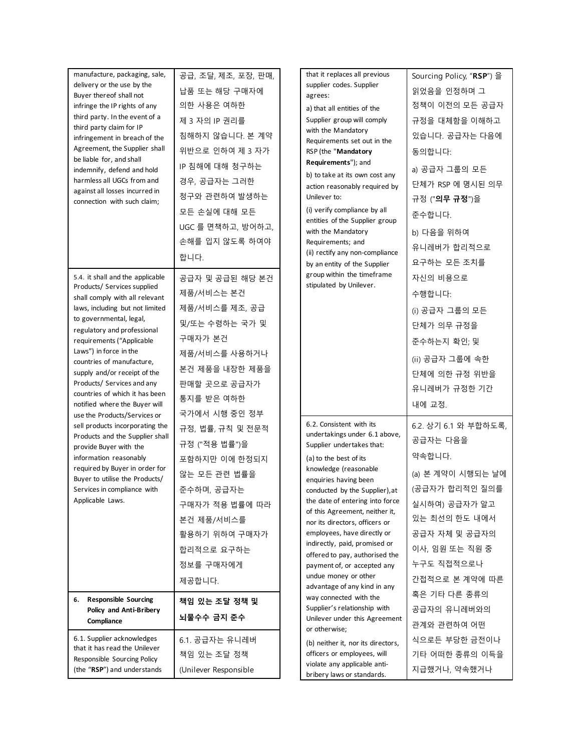| | |
|---|---|
| manufacture, packaging, sale, delivery or the use by the Buyer thereof shall not infringe the IP rights of any third party. In the event of a third party claim for IP infringement in breach of the Agreement, the Supplier shall be liable for, and shall indemnify, defend and hold harmless all UGCs from and against all losses incurred in connection with such claim; | 공급, 조달, 제조, 포장, 판매, 납품 또는 해당 구매자에 의한 사용은 여하한 제 3 자의 IP 권리를 침해하지 않습니다. 본 계약 위반으로 인하여 제 3 자가 IP 침해에 대해 청구하는 경우, 공급자는 그러한 청구와 관련하여 발생하는 모든 손실에 대해 모든 UGC 를 면책하고, 방어하고, 손해를 입지 않도록 하여야 합니다. |
| 5.4. it shall and the applicable Products/ Services supplied shall comply with all relevant laws, including but not limited to governmental, legal, regulatory and professional requirements ("Applicable Laws") in force in the countries of manufacture, supply and/or receipt of the Products/ Services and any countries of which it has been notified where the Buyer will use the Products/Services or sell products incorporating the Products and the Supplier shall provide Buyer with the information reasonably required by Buyer in order for Buyer to utilise the Products/ Services in compliance with Applicable Laws. | 공급자 및 공급된 해당 본건 제품/서비스는 본건 제품/서비스를 제조, 공급 및/또는 수령하는 국가 및 구매자가 본건 제품/서비스를 사용하거나 본건 제품을 내장한 제품을 판매할 곳으로 공급자가 통지를 받은 여하한 국가에서 시행 중인 정부 규정, 법률, 규칙 및 전문적 규정 ("적용 법률")을 포함하지만 이에 한정되지 않는 모든 관련 법률을 준수하며, 공급자는 구매자가 적용 법률에 따라 본건 제품/서비스를 활용하기 위하여 구매자가 합리적으로 요구하는 정보를 구매자에게 제공합니다. |
| **6. Responsible Sourcing Policy and Anti-Bribery Compliance** | **책임 있는 조달 정책 및 뇌물수수 금지 준수** |
| 6.1. Supplier acknowledges that it has read the Unilever Responsible Sourcing Policy (the "**RSP**") and understands that it replaces all previous supplier codes. Supplier agrees:<br>a) that all entities of the Supplier group will comply with the Mandatory Requirements set out in the RSP (the "**Mandatory Requirements**"); and<br>b) to take at its own cost any action reasonably required by Unilever to:<br>(i) verify compliance by all entities of the Supplier group with the Mandatory Requirements; and<br>(ii) rectify any non-compliance by an entity of the Supplier group within the timeframe stipulated by Unilever. | 6.1. 공급자는 유니레버 책임 있는 조달 정책 (Unilever Responsible Sourcing Policy, "**RSP**") 을 읽었음을 인정하며 그 정책이 이전의 모든 공급자 규정을 대체함을 이해하고 있습니다. 공급자는 다음에 동의합니다:<br>a) 공급자 그룹의 모든 단체가 RSP 에 명시된 의무 규정 ("**의무 규정**")을 준수합니다.<br>b) 다음을 위하여 유니레버가 합리적으로 요구하는 모든 조치를 자신의 비용으로 수행합니다:<br>(i) 공급자 그룹의 모든 단체가 의무 규정을 준수하는지 확인; 및<br>(ii) 공급자 그룹에 속한 단체에 의한 규정 위반을 유니레버가 규정한 기간 내에 교정. |
| 6.2. Consistent with its undertakings under 6.1 above, Supplier undertakes that:<br>(a) to the best of its knowledge (reasonable enquiries having been conducted by the Supplier), at the date of entering into force of this Agreement, neither it, nor its directors, officers or employees, have directly or indirectly, paid, promised or offered to pay, authorised the payment of, or accepted any undue money or other advantage of any kind in any way connected with the Supplier's relationship with Unilever under this Agreement or otherwise;<br>(b) neither it, nor its directors, officers or employees, will violate any applicable anti-bribery laws or standards. | 6.2. 상기 6.1 와 부합하도록, 공급자는 다음을 약속합니다.<br>(a) 본 계약이 시행되는 날에 (공급자가 합리적인 질의를 실시하여) 공급자가 알고 있는 최선의 한도 내에서 공급자 자체 및 공급자의 이사, 임원 또는 직원 중 누구도 직접적으로나 간접적으로 본 계약에 따른 혹은 기타 다른 종류의 공급자의 유니레버와의 관계와 관련하여 어떤 식으로든 부당한 금전이나 기타 어떠한 종류의 이득을 지급했거나, 약속했거나 |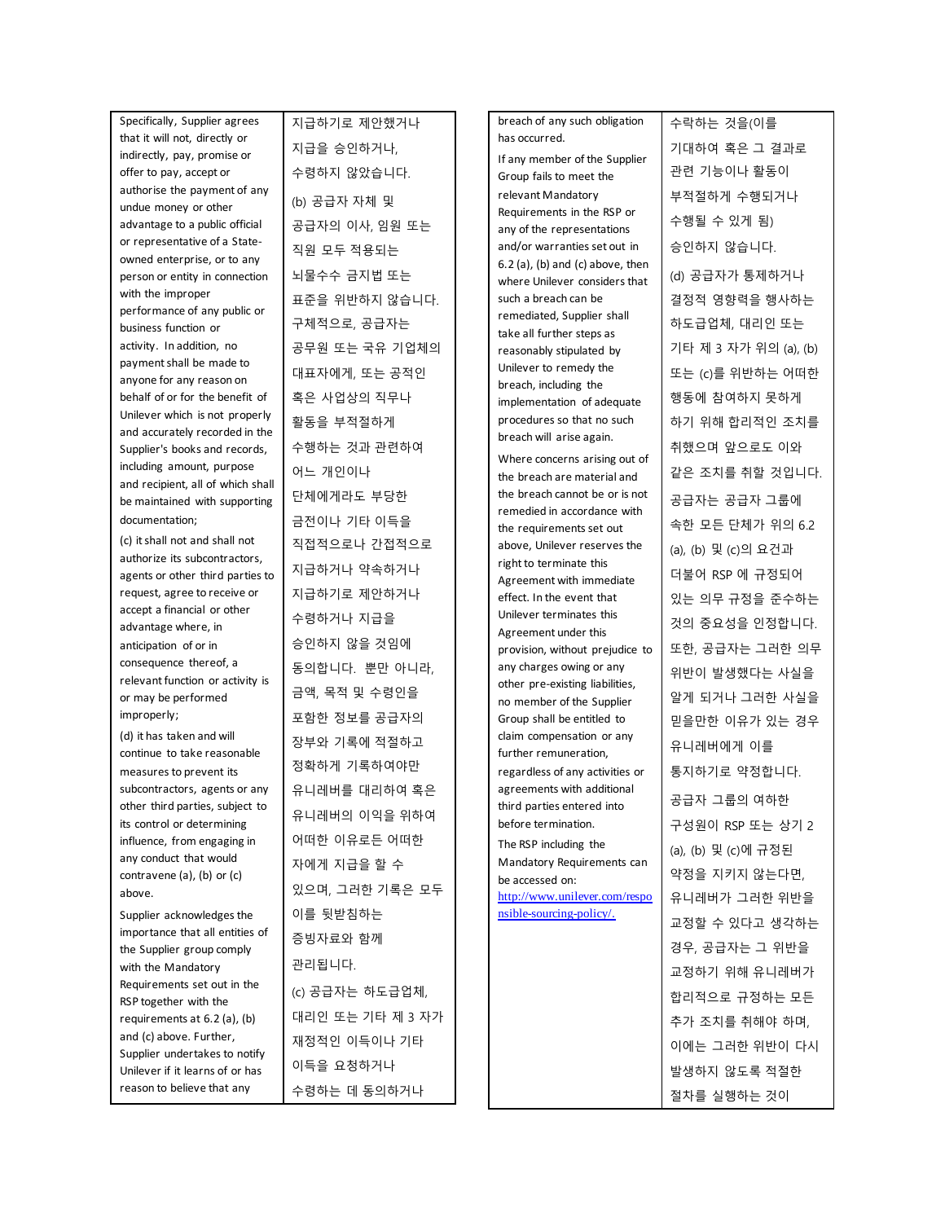| | |
|---|---|
| Specifically, Supplier agrees that it will not, directly or indirectly, pay, promise or offer to pay, accept or authorise the payment of any undue money or other advantage to a public official or representative of a State-owned enterprise, or to any person or entity in connection with the improper performance of any public or business function or activity. In addition, no payment shall be made to anyone for any reason on behalf of or for the benefit of Unilever which is not properly and accurately recorded in the Supplier's books and records, including amount, purpose and recipient, all of which shall be maintained with supporting documentation; | 지급하기로 제안했거나 지급을 승인하거나, 수령하지 않았습니다. |
| (c) it shall not and shall not authorize its subcontractors, agents or other third parties to request, agree to receive or accept a financial or other advantage where, in anticipation of or in consequence thereof, a relevant function or activity is or may be performed improperly; | (b) 공급자 자체 및 공급자의 이사, 임원 또는 직원 모두 적용되는 뇌물수수 금지법 또는 표준을 위반하지 않습니다. 구체적으로, 공급자는 공무원 또는 국유 기업체의 대표자에게, 또는 공적인 혹은 사업상의 직무나 활동을 부적절하게 수행하는 것과 관련하여 어느 개인이나 단체에게라도 부당한 금전이나 기타 이득을 직접적으로나 간접적으로 지급하거나 약속하거나 지급하기로 제안하거나 수령하거나 지급을 승인하지 않을 것임에 동의합니다. 뿐만 아니라, 금액, 목적 및 수령인을 포함한 정보를 공급자의 장부와 기록에 적절하고 정확하게 기록하여야만 유니레버를 대리하여 혹은 유니레버의 이익을 위하여 어떠한 이유로든 어떠한 자에게 지급을 할 수 있으며, 그러한 기록은 모두 이를 뒷받침하는 증빙자료와 함께 관리됩니다. |
| (d) it has taken and will continue to take reasonable measures to prevent its subcontractors, agents or any other third parties, subject to its control or determining influence, from engaging in any conduct that would contravene (a), (b) or (c) above. | (c) 공급자는 하도급업체, 대리인 또는 기타 제 3 자가 재정적인 이득이나 기타 이득을 요청하거나 수령하는 데 동의하거나 |
| Supplier acknowledges the importance that all entities of the Supplier group comply with the Mandatory Requirements set out in the RSP together with the requirements at 6.2 (a), (b) and (c) above. Further, Supplier undertakes to notify Unilever if it learns of or has reason to believe that any breach of any such obligation has occurred. | 수락하는 것을(이를 기대하여 혹은 그 결과로 관련 기능이나 활동이 부적절하게 수행되거나 수행될 수 있게 됨) 승인하지 않습니다. |
| If any member of the Supplier Group fails to meet the relevant Mandatory Requirements in the RSP or any of the representations and/or warranties set out in 6.2 (a), (b) and (c) above, then where Unilever considers that such a breach can be remediated, Supplier shall take all further steps as reasonably stipulated by Unilever to remedy the breach, including the implementation of adequate procedures so that no such breach will arise again. | (d) 공급자가 통제하거나 결정적 영향력을 행사하는 하도급업체, 대리인 또는 기타 제 3 자가 위의 (a), (b) 또는 (c)를 위반하는 어떠한 행동에 참여하지 못하게 하기 위해 합리적인 조치를 취했으며 앞으로도 이와 같은 조치를 취할 것입니다. |
| Where concerns arising out of the breach are material and the breach cannot be or is not remedied in accordance with the requirements set out above, Unilever reserves the right to terminate this Agreement with immediate effect. In the event that Unilever terminates this Agreement under this provision, without prejudice to any charges owing or any other pre-existing liabilities, no member of the Supplier Group shall be entitled to claim compensation or any further remuneration, regardless of any activities or agreements with additional third parties entered into before termination. | 공급자는 공급자 그룹에 속한 모든 단체가 위의 6.2 (a), (b) 및 (c)의 요건과 더불어 RSP 에 규정되어 있는 의무 규정을 준수하는 것의 중요성을 인정합니다. 또한, 공급자는 그러한 의무 위반이 발생했다는 사실을 알게 되거나 그러한 사실을 믿을만한 이유가 있는 경우 유니레버에게 이를 통지하기로 약정합니다. |
| The RSP including the Mandatory Requirements can be accessed on: http://www.unilever.com/responsible-sourcing-policy/. | 공급자 그룹의 여하한 구성원이 RSP 또는 상기 2 (a), (b) 및 (c)에 규정된 약정을 지키지 않는다면, 유니레버가 그러한 위반을 교정할 수 있다고 생각하는 경우, 공급자는 그 위반을 교정하기 위해 유니레버가 합리적으로 규정하는 모든 추가 조치를 취해야 하며, 이에는 그러한 위반이 다시 발생하지 않도록 적절한 절차를 실행하는 것이 |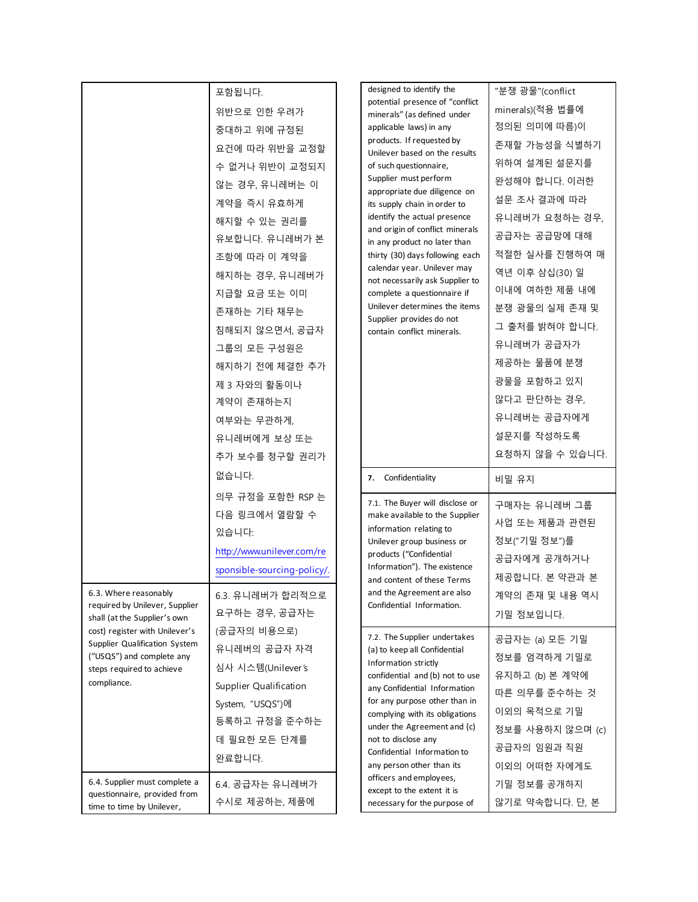| | |
|---|---|
| | 포함됩니다. 위반으로 인한 우려가 중대하고 위에 규정된 요건에 따라 위반을 교정할 수 없거나 위반이 교정되지 않는 경우, 유니레버는 이 계약을 즉시 유효하게 해지할 수 있는 권리를 유보합니다. 유니레버가 본 조항에 따라 이 계약을 해지하는 경우, 유니레버가 지급할 요금 또는 이미 존재하는 기타 채무는 침해되지 않으면서, 공급자 그룹의 모든 구성원은 해지하기 전에 체결한 추가 제 3 자와의 활동이나 계약이 존재하는지 여부와는 무관하게, 유니레버에게 보상 또는 추가 보수를 청구할 권리가 없습니다.<br><br>의무 규정을 포함한 RSP 는 다음 링크에서 열람할 수 있습니다: http://www.unilever.com/responsible-sourcing-policy/. |
| 6.3. Where reasonably required by Unilever, Supplier shall (at the Supplier's own cost) register with Unilever's Supplier Qualification System ("USQS") and complete any steps required to achieve compliance. | 6.3. 유니레버가 합리적으로 요구하는 경우, 공급자는 (공급자의 비용으로) 유니레버의 공급자 자격 심사 시스템(Unilever's Supplier Qualification System, "USQS")에 등록하고 규정을 준수하는 데 필요한 모든 단계를 완료합니다. |
| 6.4. Supplier must complete a questionnaire, provided from time to time by Unilever, designed to identify the potential presence of "conflict minerals" (as defined under applicable laws) in any products. If requested by Unilever based on the results of such questionnaire, Supplier must perform appropriate due diligence on its supply chain in order to identify the actual presence and origin of conflict minerals in any product no later than thirty (30) days following each calendar year. Unilever may not necessarily ask Supplier to complete a questionnaire if Unilever determines the items Supplier provides do not contain conflict minerals. | 6.4. 공급자는 유니레버가 수시로 제공하는, 제품에 "분쟁 광물"(conflict minerals)(적용 법률에 정의된 의미에 따름)이 존재할 가능성을 식별하기 위하여 설계된 설문지를 완성해야 합니다. 이러한 설문 조사 결과에 따라 유니레버가 요청하는 경우, 공급자는 공급망에 대해 적절한 실사를 진행하여 매 역년 이후 삼십(30) 일 이내에 여하한 제품 내에 분쟁 광물의 실제 존재 및 그 출처를 밝혀야 합니다. 유니레버가 공급자가 제공하는 물품에 분쟁 광물을 포함하고 있지 않다고 판단하는 경우, 유니레버는 공급자에게 설문지를 작성하도록 요청하지 않을 수 있습니다. |
| **7. Confidentiality** | 비밀 유지 |
| 7.1. The Buyer will disclose or make available to the Supplier information relating to Unilever group business or products ("Confidential Information"). The existence and content of these Terms and the Agreement are also Confidential Information. | 구매자는 유니레버 그룹 사업 또는 제품과 관련된 정보("기밀 정보")를 공급자에게 공개하거나 제공합니다. 본 약관과 본 계약의 존재 및 내용 역시 기밀 정보입니다. |
| 7.2. The Supplier undertakes (a) to keep all Confidential Information strictly confidential and (b) not to use any Confidential Information for any purpose other than in complying with its obligations under the Agreement and (c) not to disclose any Confidential Information to any person other than its officers and employees, except to the extent it is necessary for the purpose of | 공급자는 (a) 모든 기밀 정보를 엄격하게 기밀로 유지하고 (b) 본 계약에 따른 의무를 준수하는 것 이외의 목적으로 기밀 정보를 사용하지 않으며 (c) 공급자의 임원과 직원 이외의 어떠한 자에게도 기밀 정보를 공개하지 않기로 약속합니다. 단, 본 |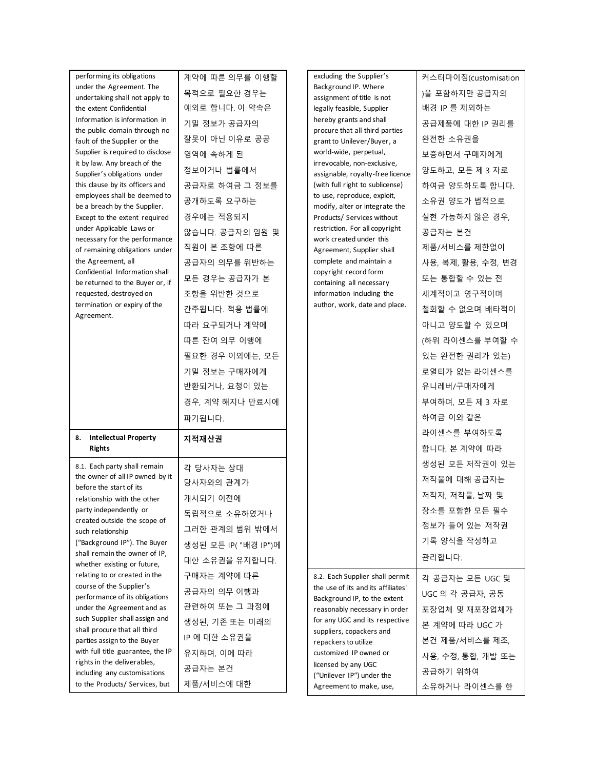| | |
|---|---|
| performing its obligations under the Agreement. The undertaking shall not apply to the extent Confidential Information is information in the public domain through no fault of the Supplier or the Supplier is required to disclose it by law. Any breach of the Supplier's obligations under this clause by its officers and employees shall be deemed to be a breach by the Supplier. Except to the extent required under Applicable Laws or necessary for the performance of remaining obligations under the Agreement, all Confidential Information shall be returned to the Buyer or, if requested, destroyed on termination or expiry of the Agreement. | 계약에 따른 의무를 이행할 목적으로 필요한 경우는 예외로 합니다. 이 약속은 기밀 정보가 공급자의 잘못이 아닌 이유로 공공 영역에 속하게 된 정보이거나 법률에서 공급자로 하여금 그 정보를 공개하도록 요구하는 경우에는 적용되지 않습니다. 공급자의 임원 및 직원이 본 조항에 따른 공급자의 의무를 위반하는 모든 경우는 공급자가 본 조항을 위반한 것으로 간주됩니다. 적용 법률에 따라 요구되거나 계약에 따른 잔여 의무 이행에 필요한 경우 이외에는, 모든 기밀 정보는 구매자에게 반환되거나, 요청이 있는 경우, 계약 해지나 만료시에 파기됩니다. |
| **8. Intellectual Property Rights** | **지적재산권** |
| 8.1. Each party shall remain the owner of all IP owned by it before the start of its relationship with the other party independently or created outside the scope of such relationship ("Background IP"). The Buyer shall remain the owner of IP, whether existing or future, relating to or created in the course of the Supplier's performance of its obligations under the Agreement and as such Supplier shall assign and shall procure that all third parties assign to the Buyer with full title guarantee, the IP rights in the deliverables, including any customisations to the Products/ Services, but excluding the Supplier's Background IP. Where assignment of title is not legally feasible, Supplier hereby grants and shall procure that all third parties grant to Unilever/Buyer, a world-wide, perpetual, irrevocable, non-exclusive, assignable, royalty-free licence (with full right to sublicense) to use, reproduce, exploit, modify, alter or integrate the Products/ Services without restriction. For all copyright work created under this Agreement, Supplier shall complete and maintain a copyright record form containing all necessary information including the author, work, date and place. | 각 당사자는 상대 당사자와의 관계가 개시되기 이전에 독립적으로 소유하였거나 그러한 관계의 범위 밖에서 생성된 모든 IP( "배경 IP")에 대한 소유권을 유지합니다. 구매자는 계약에 따른 공급자의 의무 이행과 관련하여 또는 그 과정에 생성된, 기존 또는 미래의 IP 에 대한 소유권을 유지하며, 이에 따라 공급자는 본건 제품/서비스에 대한 커스터마이징(customisation)을 포함하지만 공급자의 배경 IP 를 제외하는 공급제품에 대한 IP 권리를 완전한 소유권을 보증하면서 구매자에게 양도하고, 모든 제 3 자로 하여금 양도하도록 합니다. 소유권 양도가 법적으로 실현 가능하지 않은 경우, 공급자는 본건 제품/서비스를 제한없이 사용, 복제, 활용, 수정, 변경 또는 통합할 수 있는 전 세계적이고 영구적이며 철회할 수 없으며 배타적이 아니고 양도할 수 있으며 (하위 라이센스를 부여할 수 있는 완전한 권리가 있는) 로열티가 없는 라이센스를 유니레버/구매자에게 부여하며, 모든 제 3 자로 하여금 이와 같은 라이센스를 부여하도록 합니다. 본 계약에 따라 생성된 모든 저작권이 있는 저작물에 대해 공급자는 저작자, 저작물, 날짜 및 장소를 포함한 모든 필수 정보가 들어 있는 저작권 기록 양식을 작성하고 관리합니다. |
| 8.2. Each Supplier shall permit the use of its and its affiliates' Background IP, to the extent reasonably necessary in order for any UGC and its respective suppliers, copackers and repackers to utilize customized IP owned or licensed by any UGC ("Unilever IP") under the Agreement to make, use, | 각 공급자는 모든 UGC 및 UGC 의 각 공급자, 공동 포장업체 및 재포장업체가 본 계약에 따라 UGC 가 본건 제품/서비스를 제조, 사용, 수정, 통합, 개발 또는 공급하기 위하여 소유하거나 라이센스를 한 |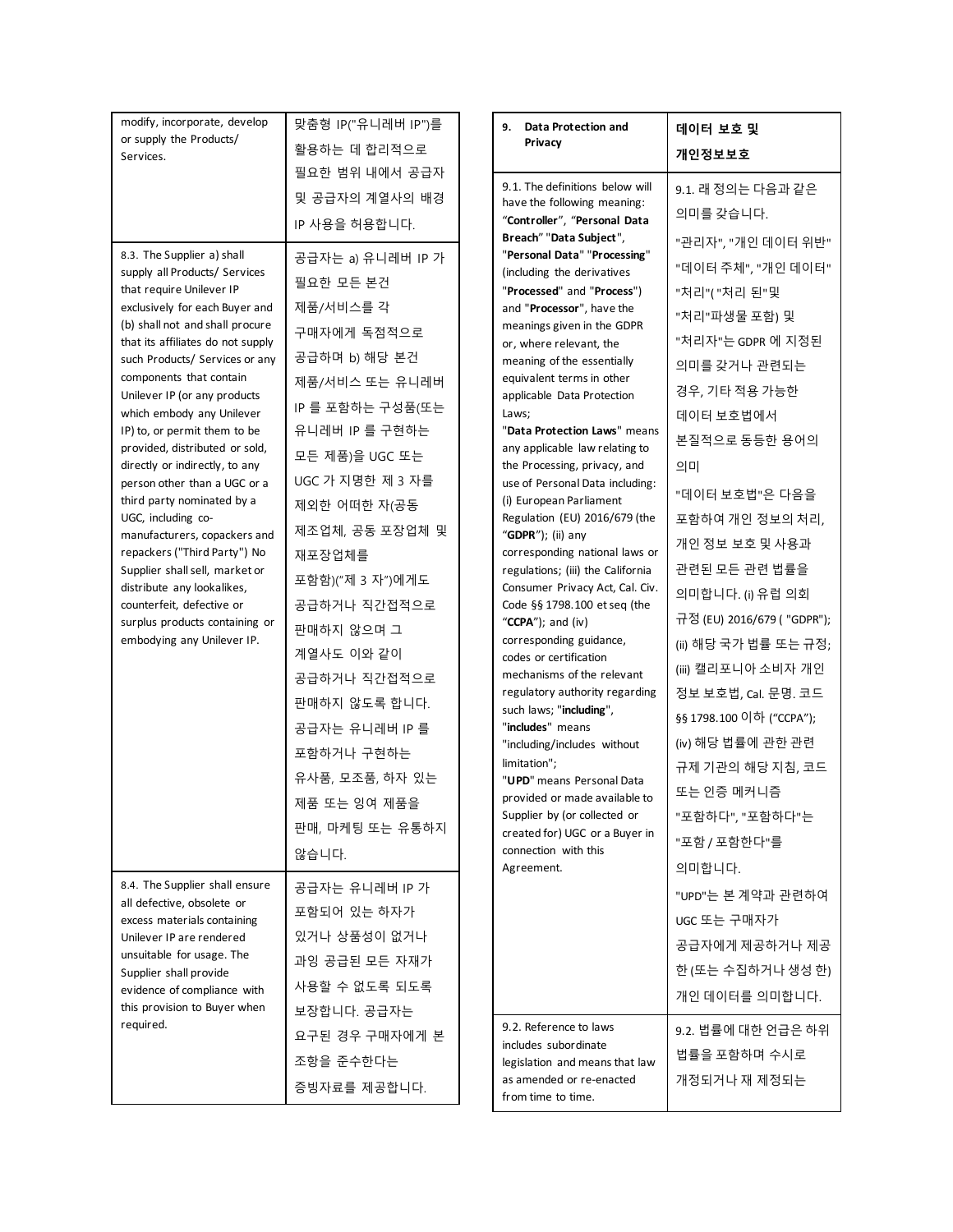| | |
|---|---|
| modify, incorporate, develop or supply the Products/ Services. | 맞춤형 IP("유니레버 IP")를 활용하는 데 합리적으로 필요한 범위 내에서 공급자 및 공급자의 계열사의 배경 IP 사용을 허용합니다. |
| 8.3. The Supplier a) shall supply all Products/ Services that require Unilever IP exclusively for each Buyer and (b) shall not and shall procure that its affiliates do not supply such Products/ Services or any components that contain Unilever IP (or any products which embody any Unilever IP) to, or permit them to be provided, distributed or sold, directly or indirectly, to any person other than a UGC or a third party nominated by a UGC, including co-manufacturers, copackers and repackers ("Third Party") No Supplier shall sell, market or distribute any lookalikes, counterfeit, defective or surplus products containing or embodying any Unilever IP. | 공급자는 a) 유니레버 IP 가 필요한 모든 본건 제품/서비스를 각 구매자에게 독점적으로 공급하며 b) 해당 본건 제품/서비스 또는 유니레버 IP 를 포함하는 구성품(또는 유니레버 IP 를 구현하는 모든 제품)을 UGC 또는 UGC 가 지명한 제 3 자를 제외한 어떠한 자(공동 제조업체, 공동 포장업체 및 재포장업체를 포함함)("제 3 자")에게도 공급하거나 직간접적으로 판매하지 않으며 그 계열사도 이와 같이 공급하거나 직간접적으로 판매하지 않도록 합니다. 공급자는 유니레버 IP 를 포함하거나 구현하는 유사품, 모조품, 하자 있는 제품 또는 잉여 제품을 판매, 마케팅 또는 유통하지 않습니다. |
| 8.4. The Supplier shall ensure all defective, obsolete or excess materials containing Unilever IP are rendered unsuitable for usage. The Supplier shall provide evidence of compliance with this provision to Buyer when required. | 공급자는 유니레버 IP 가 포함되어 있는 하자가 있거나 상품성이 없거나 과잉 공급된 모든 자재가 사용할 수 없도록 되도록 보장합니다. 공급자는 요구된 경우 구매자에게 본 조항을 준수한다는 증빙자료를 제공합니다. |

| **9. Data Protection and Privacy** | **데이터 보호 및 개인정보보호** |
|---|---|
| 9.1. The definitions below will have the following meaning: "**Controller**", "**Personal Data Breach**" "**Data Subject**", "**Personal Data**" "**Processing**" (including the derivatives "**Processed**" and "**Process**") and "**Processor**", have the meanings given in the GDPR or, where relevant, the meaning of the essentially equivalent terms in other applicable Data Protection Laws;<br>"**Data Protection Laws**" means any applicable law relating to the Processing, privacy, and use of Personal Data including: (i) European Parliament Regulation (EU) 2016/679 (the "**GDPR**"); (ii) any corresponding national laws or regulations; (iii) the California Consumer Privacy Act, Cal. Civ. Code §§ 1798.100 et seq (the "**CCPA**"); and (iv) corresponding guidance, codes or certification mechanisms of the relevant regulatory authority regarding such laws; "**including**", "**includes**" means "including/includes without limitation";<br>"**UPD**" means Personal Data provided or made available to Supplier by (or collected or created for) UGC or a Buyer in connection with this Agreement. | 9.1. 래 정의는 다음과 같은 의미를 갖습니다.<br>"관리자", "개인 데이터 위반" "데이터 주체", "개인 데이터" "처리"( "처리 된"및 "처리"파생물 포함) 및 "처리자"는 GDPR 에 지정된 의미를 갖거나 관련되는 경우, 기타 적용 가능한 데이터 보호법에서 본질적으로 동등한 용어의 의미<br>"데이터 보호법"은 다음을 포함하여 개인 정보의 처리, 개인 정보 보호 및 사용과 관련된 모든 관련 법률을 의미합니다. (i) 유럽 의회 규정 (EU) 2016/679 ( "GDPR"); (ii) 해당 국가 법률 또는 규정; (iii) 캘리포니아 소비자 개인 정보 보호법, Cal. 문명. 코드 §§ 1798.100 이하 ("CCPA"); (iv) 해당 법률에 관한 관련 규제 기관의 해당 지침, 코드 또는 인증 메커니즘 "포함하다", "포함하다"는 "포함 / 포함한다"를 의미합니다.<br>"UPD"는 본 계약과 관련하여 UGC 또는 구매자가 공급자에게 제공하거나 제공한 (또는 수집하거나 생성 한) 개인 데이터를 의미합니다. |
| 9.2. Reference to laws includes subordinate legislation and means that law as amended or re-enacted from time to time. | 9.2. 법률에 대한 언급은 하위 법률을 포함하며 수시로 개정되거나 재 제정되는 |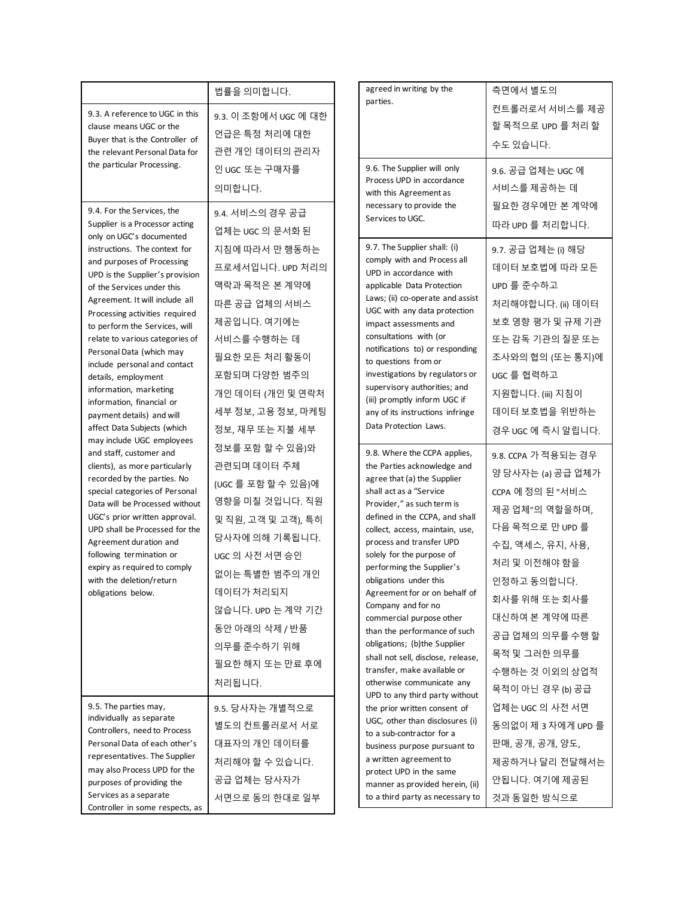| | |
|---|---|
| | 법률을 의미합니다. |
| 9.3. A reference to UGC in this clause means UGC or the Buyer that is the Controller of the relevant Personal Data for the particular Processing. | 9.3. 이 조항에서 UGC 에 대한 언급은 특정 처리에 대한 관련 개인 데이터의 관리자 인 UGC 또는 구매자를 의미합니다. |
| 9.4. For the Services, the Supplier is a Processor acting only on UGC's documented instructions. The context for and purposes of Processing UPD is the Supplier's provision of the Services under this Agreement. It will include all Processing activities required to perform the Services, will relate to various categories of Personal Data (which may include personal and contact details, employment information, marketing information, financial or payment details) and will affect Data Subjects (which may include UGC employees and staff, customer and clients), as more particularly recorded by the parties. No special categories of Personal Data will be Processed without UGC's prior written approval. UPD shall be Processed for the Agreement duration and following termination or expiry as required to comply with the deletion/return obligations below. | 9.4. 서비스의 경우 공급 업체는 UGC 의 문서화 된 지침에 따라서 만 행동하는 프로세서입니다. UPD 처리의 맥락과 목적은 본 계약에 따른 공급 업체의 서비스 제공입니다. 여기에는 서비스를 수행하는 데 필요한 모든 처리 활동이 포함되며 다양한 범주의 개인 데이터 (개인 및 연락처 세부 정보, 고용 정보, 마케팅 정보, 재무 또는 지불 세부 정보를 포함 할 수 있음)와 관련되며 데이터 주체 (UGC 를 포함 할 수 있음)에 영향을 미칠 것입니다. 직원 및 직원, 고객 및 고객), 특히 당사자에 의해 기록됩니다. UGC 의 사전 서면 승인 없이는 특별한 범주의 개인 데이터가 처리되지 않습니다. UPD 는 계약 기간 동안 아래의 삭제 / 반품 의무를 준수하기 위해 필요한 해지 또는 만료 후에 처리됩니다. |
| 9.5. The parties may, individually as separate Controllers, need to Process Personal Data of each other's representatives. The Supplier may also Process UPD for the purposes of providing the Services as a separate Controller in some respects, as agreed in writing by the parties. | 9.5. 당사자는 개별적으로 별도의 컨트롤러로서 서로 대표자의 개인 데이터를 처리해야 할 수 있습니다. 공급 업체는 당사자가 서면으로 동의 한대로 일부 측면에서 별도의 컨트롤러로서 서비스를 제공 할 목적으로 UPD 를 처리 할 수도 있습니다. |
| 9.6. The Supplier will only Process UPD in accordance with this Agreement as necessary to provide the Services to UGC. | 9.6. 공급 업체는 UGC 에 서비스를 제공하는 데 필요한 경우에만 본 계약에 따라 UPD 를 처리합니다. |
| 9.7. The Supplier shall: (i) comply with and Process all UPD in accordance with applicable Data Protection Laws; (ii) co-operate and assist UGC with any data protection impact assessments and consultations with (or notifications to) or responding to questions from or investigations by regulators or supervisory authorities; and (iii) promptly inform UGC if any of its instructions infringe Data Protection Laws. | 9.7. 공급 업체는 (i) 해당 데이터 보호법에 따라 모든 UPD 를 준수하고 처리해야합니다. (ii) 데이터 보호 영향 평가 및 규제 기관 또는 감독 기관의 질문 또는 조사와의 협의 (또는 통지)에 UGC 를 협력하고 지원합니다. (iii) 지침이 데이터 보호법을 위반하는 경우 UGC 에 즉시 알립니다. |
| 9.8. Where the CCPA applies, the Parties acknowledge and agree that (a) the Supplier shall act as a "Service Provider," as such term is defined in the CCPA, and shall collect, access, maintain, use, process and transfer UPD solely for the purpose of performing the Supplier's obligations under this Agreement for or on behalf of Company and for no commercial purpose other than the performance of such obligations; (b)the Supplier shall not sell, disclose, release, transfer, make available or otherwise communicate any UPD to any third party without the prior written consent of UGC, other than disclosures (i) to a sub-contractor for a business purpose pursuant to a written agreement to protect UPD in the same manner as provided herein, (ii) to a third party as necessary to | 9.8. CCPA 가 적용되는 경우 양 당사자는 (a) 공급 업체가 CCPA 에 정의 된 "서비스 제공 업체"의 역할을하며, 다음 목적으로 만 UPD 를 수집, 액세스, 유지, 사용, 처리 및 이전해야 함을 인정하고 동의합니다. 회사를 위해 또는 회사를 대신하여 본 계약에 따른 공급 업체의 의무를 수행 할 목적 및 그러한 의무를 수행하는 것 이외의 상업적 목적이 아닌 경우 (b) 공급 업체는 UGC 의 사전 서면 동의없이 제 3 자에게 UPD 를 판매, 공개, 공개, 양도, 제공하거나 달리 전달해서는 안됩니다. 여기에 제공된 것과 동일한 방식으로 |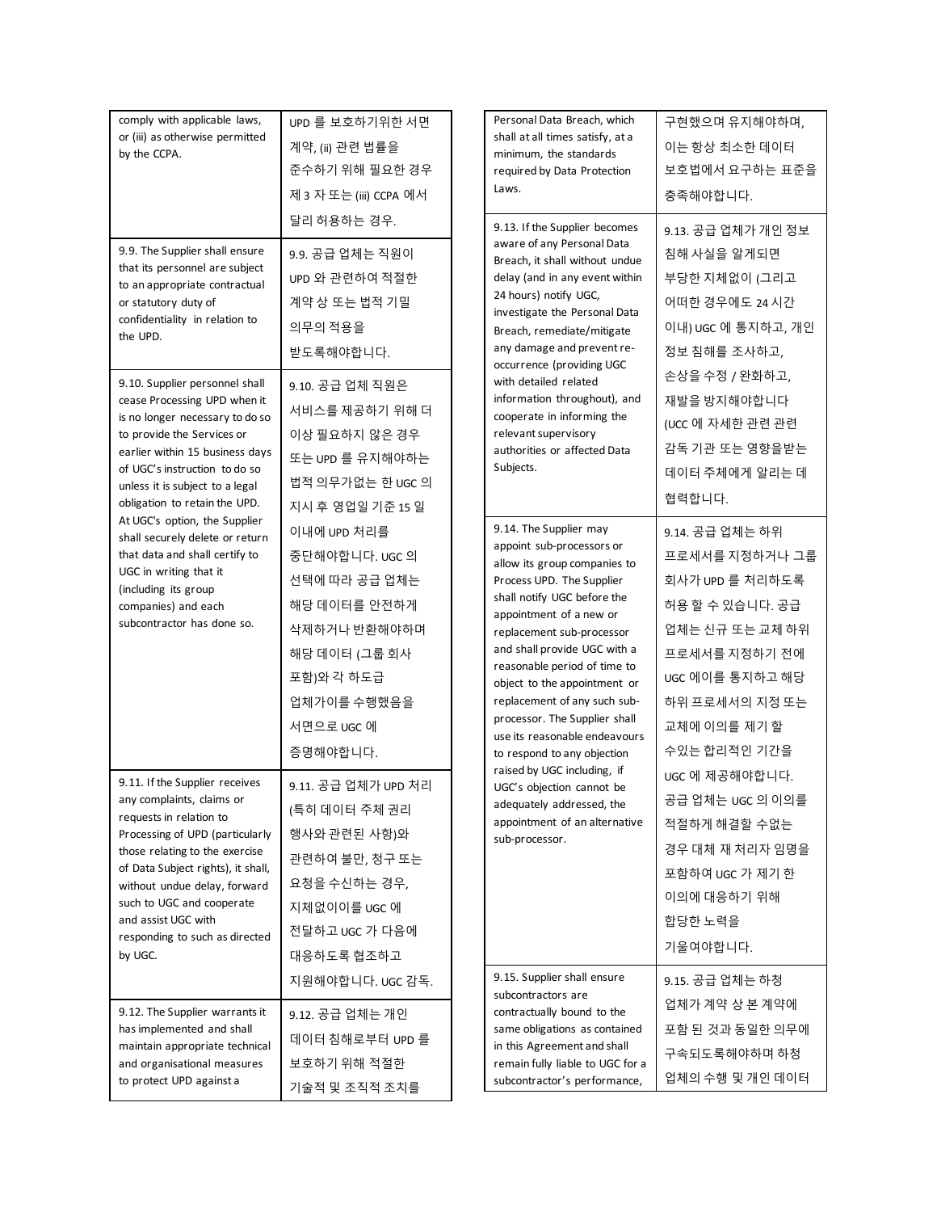| | |
|---|---|
| comply with applicable laws, or (iii) as otherwise permitted by the CCPA. | UPD 를 보호하기위한 서면 계약, (ii) 관련 법률을 준수하기 위해 필요한 경우 제 3 자 또는 (iii) CCPA 에서 달리 허용하는 경우. |
| 9.9. The Supplier shall ensure that its personnel are subject to an appropriate contractual or statutory duty of confidentiality in relation to the UPD. | 9.9. 공급 업체는 직원이 UPD 와 관련하여 적절한 계약 상 또는 법적 기밀 의무의 적용을 받도록해야합니다. |
| 9.10. Supplier personnel shall cease Processing UPD when it is no longer necessary to do so to provide the Services or earlier within 15 business days of UGC's instruction to do so unless it is subject to a legal obligation to retain the UPD. At UGC's option, the Supplier shall securely delete or return that data and shall certify to UGC in writing that it (including its group companies) and each subcontractor has done so. | 9.10. 공급 업체 직원은 서비스를 제공하기 위해 더 이상 필요하지 않은 경우 또는 UPD 를 유지해야하는 법적 의무가없는 한 UGC 의 지시 후 영업일 기준 15 일 이내에 UPD 처리를 중단해야합니다. UGC 의 선택에 따라 공급 업체는 해당 데이터를 안전하게 삭제하거나 반환해야하며 해당 데이터 (그룹 회사 포함)와 각 하도급 업체가이를 수행했음을 서면으로 UGC 에 증명해야합니다. |
| 9.11. If the Supplier receives any complaints, claims or requests in relation to Processing of UPD (particularly those relating to the exercise of Data Subject rights), it shall, without undue delay, forward such to UGC and cooperate and assist UGC with responding to such as directed by UGC. | 9.11. 공급 업체가 UPD 처리 (특히 데이터 주체 권리 행사와 관련된 사항)와 관련하여 불만, 청구 또는 요청을 수신하는 경우, 지체없이이를 UGC 에 전달하고 UGC 가 다음에 대응하도록 협조하고 지원해야합니다. UGC 감독. |
| 9.12. The Supplier warrants it has implemented and shall maintain appropriate technical and organisational measures to protect UPD against a | 9.12. 공급 업체는 개인 데이터 침해로부터 UPD 를 보호하기 위해 적절한 기술적 및 조직적 조치를 |

| | |
|---|---|
| Personal Data Breach, which shall at all times satisfy, at a minimum, the standards required by Data Protection Laws. | 구현했으며 유지해야하며, 이는 항상 최소한 데이터 보호법에서 요구하는 표준을 충족해야합니다. |
| 9.13. If the Supplier becomes aware of any Personal Data Breach, it shall without undue delay (and in any event within 24 hours) notify UGC, investigate the Personal Data Breach, remediate/mitigate any damage and prevent re-occurrence (providing UGC with detailed related information throughout), and cooperate in informing the relevant supervisory authorities or affected Data Subjects. | 9.13. 공급 업체가 개인 정보 침해 사실을 알게되면 부당한 지체없이 (그리고 어떠한 경우에도 24 시간 이내) UGC 에 통지하고, 개인 정보 침해를 조사하고, 손상을 수정 / 완화하고, 재발을 방지해야합니다 (UCC 에 자세한 관련 관련 감독 기관 또는 영향을받는 데이터 주체에게 알리는 데 협력합니다. |
| 9.14. The Supplier may appoint sub-processors or allow its group companies to Process UPD. The Supplier shall notify UGC before the appointment of a new or replacement sub-processor and shall provide UGC with a reasonable period of time to object to the appointment or replacement of any such sub-processor. The Supplier shall use its reasonable endeavours to respond to any objection raised by UGC including, if UGC's objection cannot be adequately addressed, the appointment of an alternative sub-processor. | 9.14. 공급 업체는 하위 프로세서를 지정하거나 그룹 회사가 UPD 를 처리하도록 허용 할 수 있습니다. 공급 업체는 신규 또는 교체 하위 프로세서를 지정하기 전에 UGC 에이를 통지하고 해당 하위 프로세서의 지정 또는 교체에 이의를 제기 할 수있는 합리적인 기간을 UGC 에 제공해야합니다. 공급 업체는 UGC 의 이의를 적절하게 해결할 수없는 경우 대체 재 처리자 임명을 포함하여 UGC 가 제기 한 이의에 대응하기 위해 합당한 노력을 기울여야합니다. |
| 9.15. Supplier shall ensure subcontractors are contractually bound to the same obligations as contained in this Agreement and shall remain fully liable to UGC for a subcontractor's performance, | 9.15. 공급 업체는 하청 업체가 계약 상 본 계약에 포함 된 것과 동일한 의무에 구속되도록해야하며 하청 업체의 수행 및 개인 데이터 |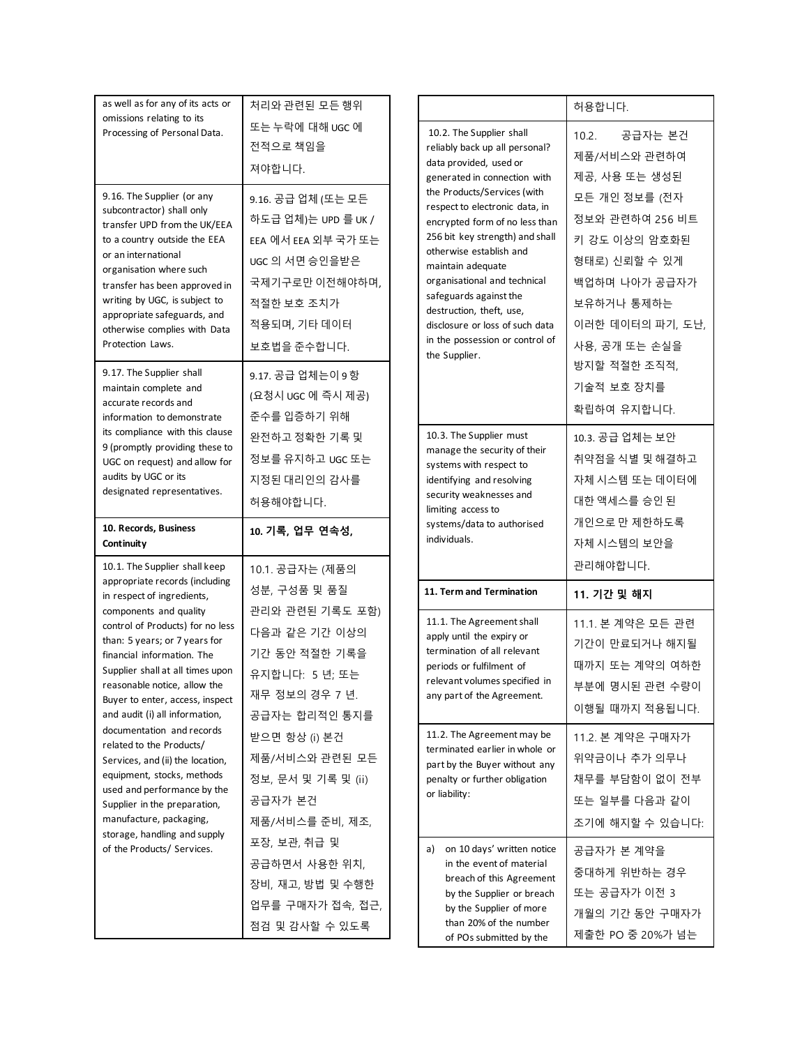| | |
|---|---|
| as well as for any of its acts or omissions relating to its Processing of Personal Data. | 처리와 관련된 모든 행위 또는 누락에 대해 UGC 에 전적으로 책임을 져야합니다. |
| 9.16. The Supplier (or any subcontractor) shall only transfer UPD from the UK/EEA to a country outside the EEA or an international organisation where such transfer has been approved in writing by UGC, is subject to appropriate safeguards, and otherwise complies with Data Protection Laws. | 9.16. 공급 업체 (또는 모든 하도급 업체)는 UPD 를 UK / EEA 에서 EEA 외부 국가 또는 UGC 의 서면 승인을받은 국제기구로만 이전해야하며, 적절한 보호 조치가 적용되며, 기타 데이터 보호법을 준수합니다. |
| 9.17. The Supplier shall maintain complete and accurate records and information to demonstrate its compliance with this clause 9 (promptly providing these to UGC on request) and allow for audits by UGC or its designated representatives. | 9.17. 공급 업체는이 9 항 (요청시 UGC 에 즉시 제공) 준수를 입증하기 위해 완전하고 정확한 기록 및 정보를 유지하고 UGC 또는 지정된 대리인의 감사를 허용해야합니다. |
| **10. Records, Business Continuity** | **10. 기록, 업무 연속성,** |
| 10.1. The Supplier shall keep appropriate records (including in respect of ingredients, components and quality control of Products) for no less than: 5 years; or 7 years for financial information. The Supplier shall at all times upon reasonable notice, allow the Buyer to enter, access, inspect and audit (i) all information, documentation and records related to the Products/ Services, and (ii) the location, equipment, stocks, methods used and performance by the Supplier in the preparation, manufacture, packaging, storage, handling and supply of the Products/ Services. | 10.1. 공급자는 (제품의 성분, 구성품 및 품질 관리와 관련된 기록도 포함) 다음과 같은 기간 이상의 기간 동안 적절한 기록을 유지합니다: 5 년; 또는 재무 정보의 경우 7 년. 공급자는 합리적인 통지를 받으면 항상 (i) 본건 제품/서비스와 관련된 모든 정보, 문서 및 기록 및 (ii) 공급자가 본건 제품/서비스를 준비, 제조, 포장, 보관, 취급 및 공급하면서 사용한 위치, 장비, 재고, 방법 및 수행한 업무를 구매자가 접속, 접근, 점검 및 감사할 수 있도록 허용합니다. |
| 10.2. The Supplier shall reliably back up all personal? data provided, used or generated in connection with the Products/Services (with respect to electronic data, in encrypted form of no less than 256 bit key strength) and shall otherwise establish and maintain adequate organisational and technical safeguards against the destruction, theft, use, disclosure or loss of such data in the possession or control of the Supplier. | 10.2. 공급자는 본건 제품/서비스와 관련하여 제공, 사용 또는 생성된 모든 개인 정보를 (전자 정보와 관련하여 256 비트 키 강도 이상의 암호화된 형태로) 신뢰할 수 있게 백업하며 나아가 공급자가 보유하거나 통제하는 이러한 데이터의 파기, 도난, 사용, 공개 또는 손실을 방지할 적절한 조직적, 기술적 보호 장치를 확립하여 유지합니다. |
| 10.3. The Supplier must manage the security of their systems with respect to identifying and resolving security weaknesses and limiting access to systems/data to authorised individuals. | 10.3. 공급 업체는 보안 취약점을 식별 및 해결하고 자체 시스템 또는 데이터에 대한 액세스를 승인 된 개인으로 만 제한하도록 자체 시스템의 보안을 관리해야합니다. |
| **11. Term and Termination** | **11. 기간 및 해지** |
| 11.1. The Agreement shall apply until the expiry or termination of all relevant periods or fulfilment of relevant volumes specified in any part of the Agreement. | 11.1. 본 계약은 모든 관련 기간이 만료되거나 해지될 때까지 또는 계약의 여하한 부분에 명시된 관련 수량이 이행될 때까지 적용됩니다. |
| 11.2. The Agreement may be terminated earlier in whole or part by the Buyer without any penalty or further obligation or liability: | 11.2. 본 계약은 구매자가 위약금이나 추가 의무나 채무를 부담함이 없이 전부 또는 일부를 다음과 같이 조기에 해지할 수 있습니다: |
| a) on 10 days' written notice in the event of material breach of this Agreement by the Supplier or breach by the Supplier of more than 20% of the number of POs submitted by the | 공급자가 본 계약을 중대하게 위반하는 경우 또는 공급자가 이전 3 개월의 기간 동안 구매자가 제출한 PO 중 20%가 넘는 |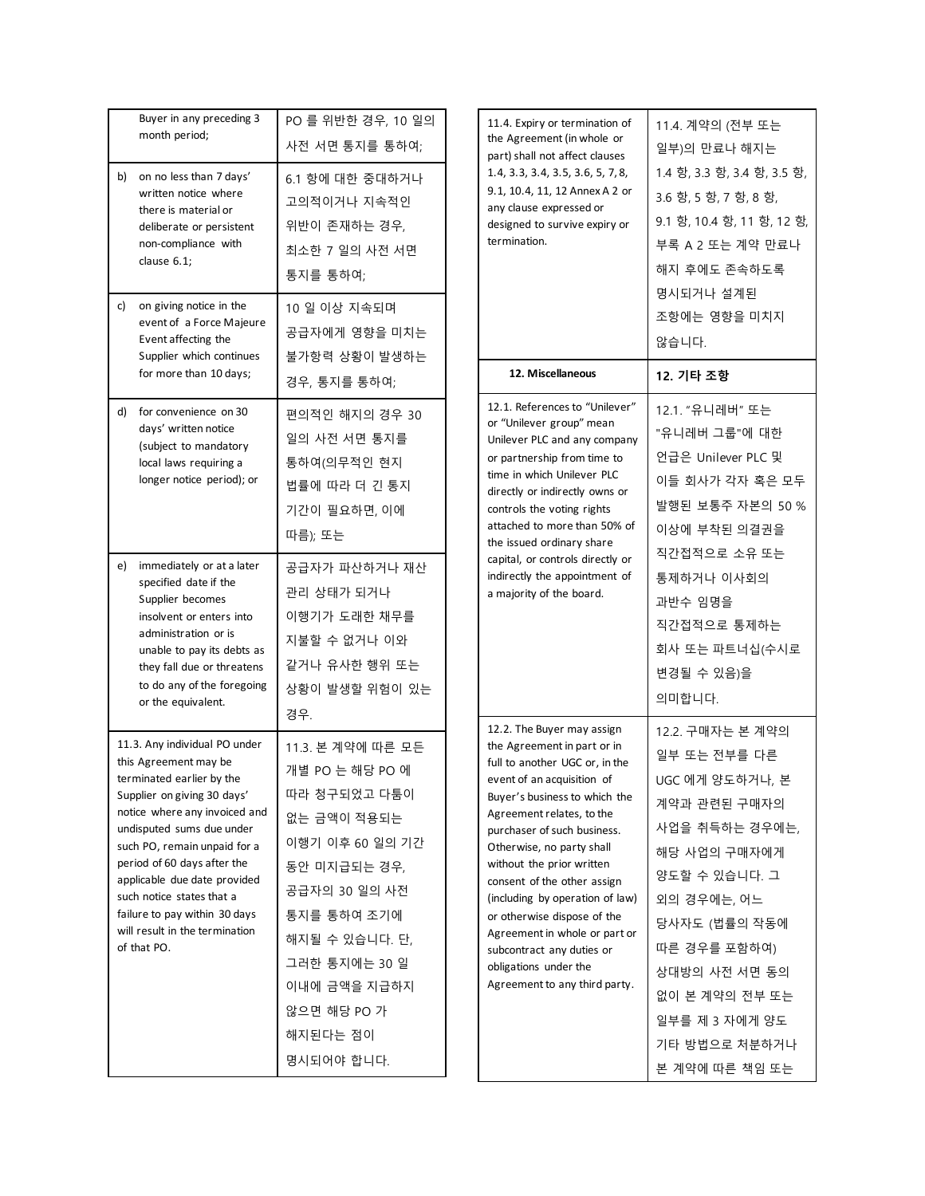| | |
|---|---|
| Buyer in any preceding 3 month period; | PO 를 위반한 경우, 10 일의 사전 서면 통지를 통하여; |
| b) on no less than 7 days' written notice where there is material or deliberate or persistent non-compliance with clause 6.1; | 6.1 항에 대한 중대하거나 고의적이거나 지속적인 위반이 존재하는 경우, 최소한 7 일의 사전 서면 통지를 통하여; |
| c) on giving notice in the event of a Force Majeure Event affecting the Supplier which continues for more than 10 days; | 10 일 이상 지속되며 공급자에게 영향을 미치는 불가항력 상황이 발생하는 경우, 통지를 통하여; |
| d) for convenience on 30 days' written notice (subject to mandatory local laws requiring a longer notice period); or | 편의적인 해지의 경우 30 일의 사전 서면 통지를 통하여(의무적인 현지 법률에 따라 더 긴 통지 기간이 필요하면, 이에 따름); 또는 |
| e) immediately or at a later specified date if the Supplier becomes insolvent or enters into administration or is unable to pay its debts as they fall due or threatens to do any of the foregoing or the equivalent. | 공급자가 파산하거나 재산 관리 상태가 되거나 이행기가 도래한 채무를 지불할 수 없거나 이와 같거나 유사한 행위 또는 상황이 발생할 위험이 있는 경우. |
| 11.3. Any individual PO under this Agreement may be terminated earlier by the Supplier on giving 30 days' notice where any invoiced and undisputed sums due under such PO, remain unpaid for a period of 60 days after the applicable due date provided such notice states that a failure to pay within 30 days will result in the termination of that PO. | 11.3. 본 계약에 따른 모든 개별 PO 는 해당 PO 에 따라 청구되었고 다툼이 없는 금액이 적용되는 이행기 이후 60 일의 기간 동안 미지급되는 경우, 공급자의 30 일의 사전 통지를 통하여 조기에 해지될 수 있습니다. 단, 그러한 통지에는 30 일 이내에 금액을 지급하지 않으면 해당 PO 가 해지된다는 점이 명시되어야 합니다. |
| 11.4. Expiry or termination of the Agreement (in whole or part) shall not affect clauses 1.4, 3.3, 3.4, 3.5, 3.6, 5, 7, 8, 9.1, 10.4, 11, 12 Annex A 2 or any clause expressed or designed to survive expiry or termination. | 11.4. 계약의 (전부 또는 일부)의 만료나 해지는 1.4 항, 3.3 항, 3.4 항, 3.5 항, 3.6 항, 5 항, 7 항, 8 항, 9.1 항, 10.4 항, 11 항, 12 항, 부록 A 2 또는 계약 만료나 해지 후에도 존속하도록 명시되거나 설계된 조항에는 영향을 미치지 않습니다. |
| **12. Miscellaneous** | **12. 기타 조항** |
| 12.1. References to "Unilever" or "Unilever group" mean Unilever PLC and any company or partnership from time to time in which Unilever PLC directly or indirectly owns or controls the voting rights attached to more than 50% of the issued ordinary share capital, or controls directly or indirectly the appointment of a majority of the board. | 12.1. "유니레버" 또는 "유니레버 그룹"에 대한 언급은 Unilever PLC 및 이들 회사가 각자 혹은 모두 발행된 보통주 자본의 50 % 이상에 부착된 의결권을 직간접적으로 소유 또는 통제하거나 이사회의 과반수 임명을 직간접적으로 통제하는 회사 또는 파트너십(수시로 변경될 수 있음)을 의미합니다. |
| 12.2. The Buyer may assign the Agreement in part or in full to another UGC or, in the event of an acquisition of Buyer's business to which the Agreement relates, to the purchaser of such business. Otherwise, no party shall without the prior written consent of the other assign (including by operation of law) or otherwise dispose of the Agreement in whole or part or subcontract any duties or obligations under the Agreement to any third party. | 12.2. 구매자는 본 계약의 일부 또는 전부를 다른 UGC 에게 양도하거나, 본 계약과 관련된 구매자의 사업을 취득하는 경우에는, 해당 사업의 구매자에게 양도할 수 있습니다. 그 외의 경우에는, 어느 당사자도 (법률의 작동에 따른 경우를 포함하여) 상대방의 사전 서면 동의 없이 본 계약의 전부 또는 일부를 제 3 자에게 양도 기타 방법으로 처분하거나 본 계약에 따른 책임 또는 |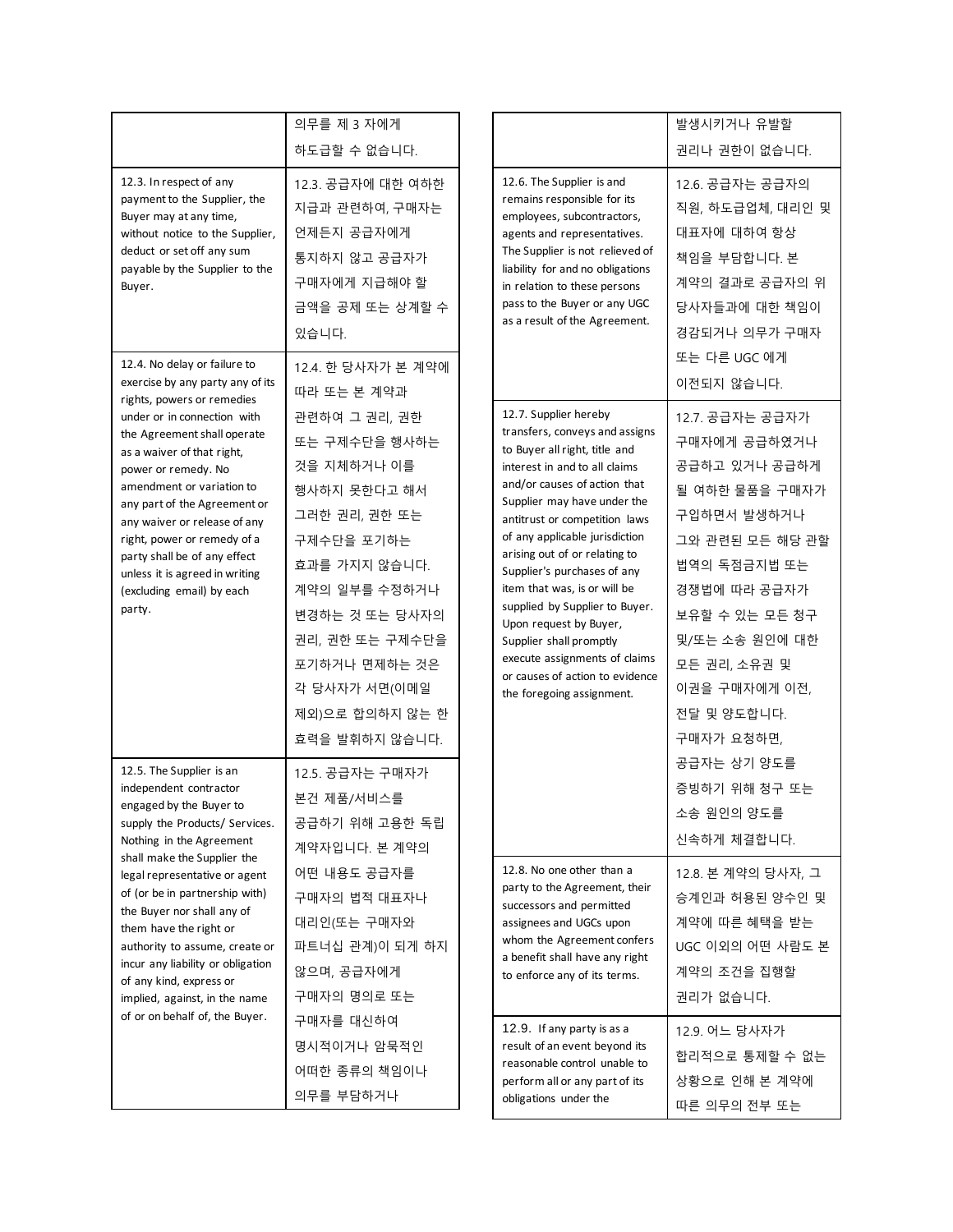| | |
|---|---|
| | 의무를 제 3 자에게 하도급할 수 없습니다. |
| 12.3. In respect of any payment to the Supplier, the Buyer may at any time, without notice to the Supplier, deduct or set off any sum payable by the Supplier to the Buyer. | 12.3. 공급자에 대한 여하한 지급과 관련하여, 구매자는 언제든지 공급자에게 통지하지 않고 공급자가 구매자에게 지급해야 할 금액을 공제 또는 상계할 수 있습니다. |
| 12.4. No delay or failure to exercise by any party any of its rights, powers or remedies under or in connection with the Agreement shall operate as a waiver of that right, power or remedy. No amendment or variation to any part of the Agreement or any waiver or release of any right, power or remedy of a party shall be of any effect unless it is agreed in writing (excluding email) by each party. | 12.4. 한 당사자가 본 계약에 따라 또는 본 계약과 관련하여 그 권리, 권한 또는 구제수단을 행사하는 것을 지체하거나 이를 행사하지 못한다고 해서 그러한 권리, 권한 또는 구제수단을 포기하는 효과를 가지지 않습니다. 계약의 일부를 수정하거나 변경하는 것 또는 당사자의 권리, 권한 또는 구제수단을 포기하거나 면제하는 것은 각 당사자가 서면(이메일 제외)으로 합의하지 않는 한 효력을 발휘하지 않습니다. |
| 12.5. The Supplier is an independent contractor engaged by the Buyer to supply the Products/ Services. Nothing in the Agreement shall make the Supplier the legal representative or agent of (or be in partnership with) the Buyer nor shall any of them have the right or authority to assume, create or incur any liability or obligation of any kind, express or implied, against, in the name of or on behalf of, the Buyer. | 12.5. 공급자는 구매자가 본건 제품/서비스를 공급하기 위해 고용한 독립 계약자입니다. 본 계약의 어떤 내용도 공급자를 구매자의 법적 대표자나 대리인(또는 구매자와 파트너십 관계)이 되게 하지 않으며, 공급자에게 구매자의 명의로 또는 구매자를 대신하여 명시적이거나 암묵적인 어떠한 종류의 책임이나 의무를 부담하거나 발생시키거나 유발할 권리나 권한이 없습니다. |
| 12.6. The Supplier is and remains responsible for its employees, subcontractors, agents and representatives. The Supplier is not relieved of liability for and no obligations in relation to these persons pass to the Buyer or any UGC as a result of the Agreement. | 12.6. 공급자는 공급자의 직원, 하도급업체, 대리인 및 대표자에 대하여 항상 책임을 부담합니다. 본 계약의 결과로 공급자의 위 당사자들과에 대한 책임이 경감되거나 의무가 구매자 또는 다른 UGC 에게 이전되지 않습니다. |
| 12.7. Supplier hereby transfers, conveys and assigns to Buyer all right, title and interest in and to all claims and/or causes of action that Supplier may have under the antitrust or competition laws of any applicable jurisdiction arising out of or relating to Supplier's purchases of any item that was, is or will be supplied by Supplier to Buyer. Upon request by Buyer, Supplier shall promptly execute assignments of claims or causes of action to evidence the foregoing assignment. | 12.7. 공급자는 공급자가 구매자에게 공급하였거나 공급하고 있거나 공급하게 될 여하한 물품을 구매자가 구입하면서 발생하거나 그와 관련된 모든 해당 관할 법역의 독점금지법 또는 경쟁법에 따라 공급자가 보유할 수 있는 모든 청구 및/또는 소송 원인에 대한 모든 권리, 소유권 및 이권을 구매자에게 이전, 전달 및 양도합니다. 구매자가 요청하면, 공급자는 상기 양도를 증빙하기 위해 청구 또는 소송 원인의 양도를 신속하게 체결합니다. |
| 12.8. No one other than a party to the Agreement, their successors and permitted assignees and UGCs upon whom the Agreement confers a benefit shall have any right to enforce any of its terms. | 12.8. 본 계약의 당사자, 그 승계인과 허용된 양수인 및 계약에 따른 혜택을 받는 UGC 이외의 어떤 사람도 본 계약의 조건을 집행할 권리가 없습니다. |
| 12.9. If any party is as a result of an event beyond its reasonable control unable to perform all or any part of its obligations under the | 12.9. 어느 당사자가 합리적으로 통제할 수 없는 상황으로 인해 본 계약에 따른 의무의 전부 또는 |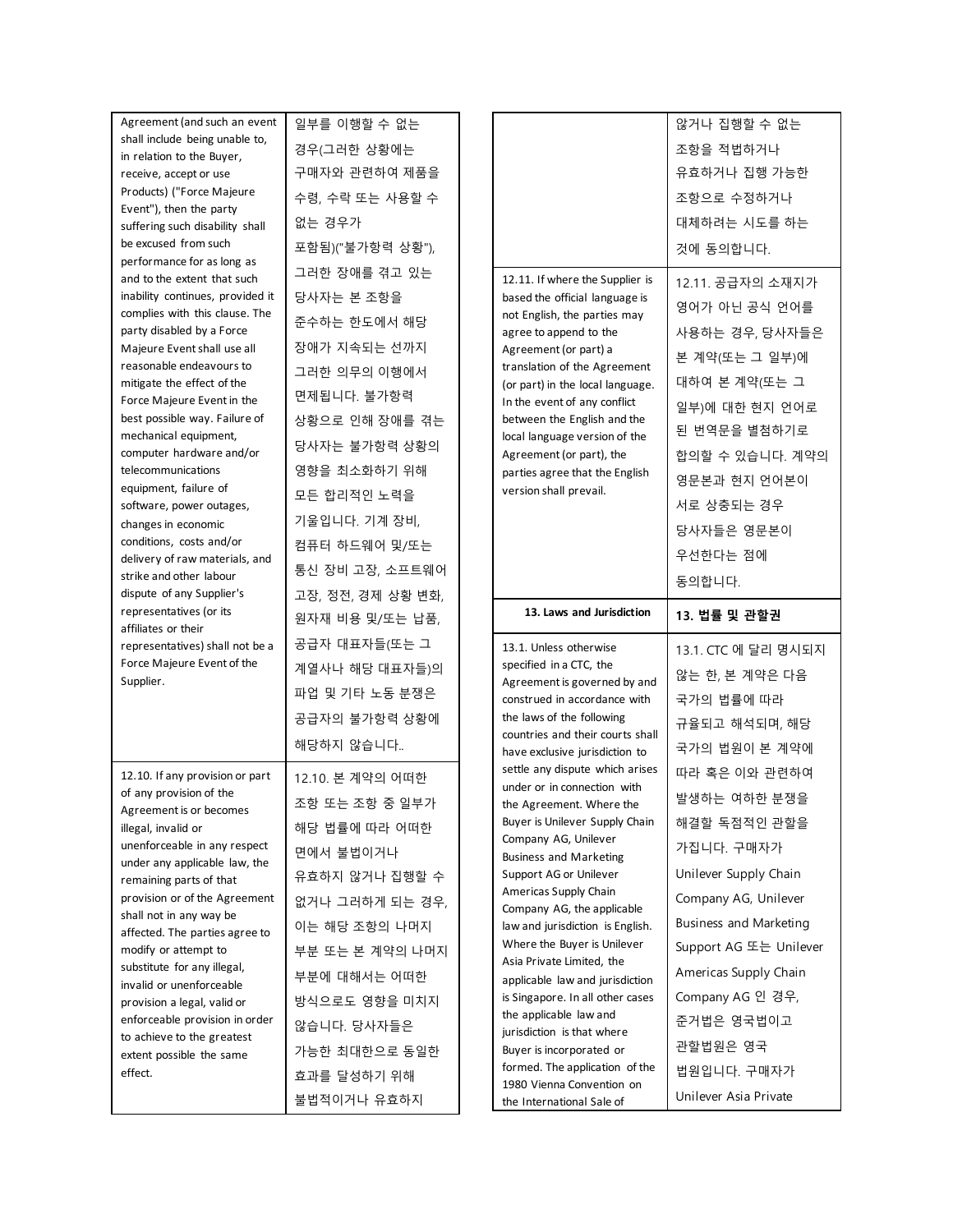| | |
|---|---|
| Agreement (and such an event shall include being unable to, in relation to the Buyer, receive, accept or use Products) ("Force Majeure Event"), then the party suffering such disability shall be excused from such performance for as long as and to the extent that such inability continues, provided it complies with this clause. The party disabled by a Force Majeure Event shall use all reasonable endeavours to mitigate the effect of the Force Majeure Event in the best possible way. Failure of mechanical equipment, computer hardware and/or telecommunications equipment, failure of software, power outages, changes in economic conditions, costs and/or delivery of raw materials, and strike and other labour dispute of any Supplier's representatives (or its affiliates or their representatives) shall not be a Force Majeure Event of the Supplier. | 일부를 이행할 수 없는 경우(그러한 상황에는 구매자와 관련하여 제품을 수령, 수락 또는 사용할 수 없는 경우가 포함됨)("불가항력 상황"), 그러한 장애를 겪고 있는 당사자는 본 조항을 준수하는 한도에서 해당 장애가 지속되는 선까지 그러한 의무의 이행에서 면제됩니다. 불가항력 상황으로 인해 장애를 겪는 당사자는 불가항력 상황의 영향을 최소화하기 위해 모든 합리적인 노력을 기울입니다. 기계 장비, 컴퓨터 하드웨어 및/또는 통신 장비 고장, 소프트웨어 고장, 정전, 경제 상황 변화, 원자재 비용 및/또는 납품, 공급자 대표자들(또는 그 계열사나 해당 대표자들)의 파업 및 기타 노동 분쟁은 공급자의 불가항력 상황에 해당하지 않습니다.. |
| 12.10. If any provision or part of any provision of the Agreement is or becomes illegal, invalid or unenforceable in any respect under any applicable law, the remaining parts of that provision or of the Agreement shall not in any way be affected. The parties agree to modify or attempt to substitute for any illegal, invalid or unenforceable provision a legal, valid or enforceable provision in order to achieve to the greatest extent possible the same effect. | 12.10. 본 계약의 어떠한 조항 또는 조항 중 일부가 해당 법률에 따라 어떠한 면에서 불법이거나 유효하지 않거나 집행할 수 없거나 그러하게 되는 경우, 이는 해당 조항의 나머지 부분 또는 본 계약의 나머지 부분에 대해서는 어떠한 방식으로도 영향을 미치지 않습니다. 당사자들은 가능한 최대한으로 동일한 효과를 달성하기 위해 불법적이거나 유효하지 않거나 집행할 수 없는 조항을 적법하거나 유효하거나 집행 가능한 조항으로 수정하거나 대체하려는 시도를 하는 것에 동의합니다. |
| 12.11. If where the Supplier is based the official language is not English, the parties may agree to append to the Agreement (or part) a translation of the Agreement (or part) in the local language. In the event of any conflict between the English and the local language version of the Agreement (or part), the parties agree that the English version shall prevail. | 12.11. 공급자의 소재지가 영어가 아닌 공식 언어를 사용하는 경우, 당사자들은 본 계약(또는 그 일부)에 대하여 본 계약(또는 그 일부)에 대한 현지 언어로 된 번역문을 별첨하기로 합의할 수 있습니다. 계약의 영문본과 현지 언어본이 서로 상충되는 경우 당사자들은 영문본이 우선한다는 점에 동의합니다. |
| **13. Laws and Jurisdiction** | **13. 법률 및 관할권** |
| 13.1. Unless otherwise specified in a CTC, the Agreement is governed by and construed in accordance with the laws of the following countries and their courts shall have exclusive jurisdiction to settle any dispute which arises under or in connection with the Agreement. Where the Buyer is Unilever Supply Chain Company AG, Unilever Business and Marketing Support AG or Unilever Americas Supply Chain Company AG, the applicable law and jurisdiction is English. Where the Buyer is Unilever Asia Private Limited, the applicable law and jurisdiction is Singapore. In all other cases the applicable law and jurisdiction is that where Buyer is incorporated or formed. The application of the 1980 Vienna Convention on the International Sale of | 13.1. CTC 에 달리 명시되지 않는 한, 본 계약은 다음 국가의 법률에 따라 규율되고 해석되며, 해당 국가의 법원이 본 계약에 따라 혹은 이와 관련하여 발생하는 여하한 분쟁을 해결할 독점적인 관할을 가집니다. 구매자가 Unilever Supply Chain Company AG, Unilever Business and Marketing Support AG 또는 Unilever Americas Supply Chain Company AG 인 경우, 준거법은 영국법이고 관할법원은 영국 법원입니다. 구매자가 Unilever Asia Private |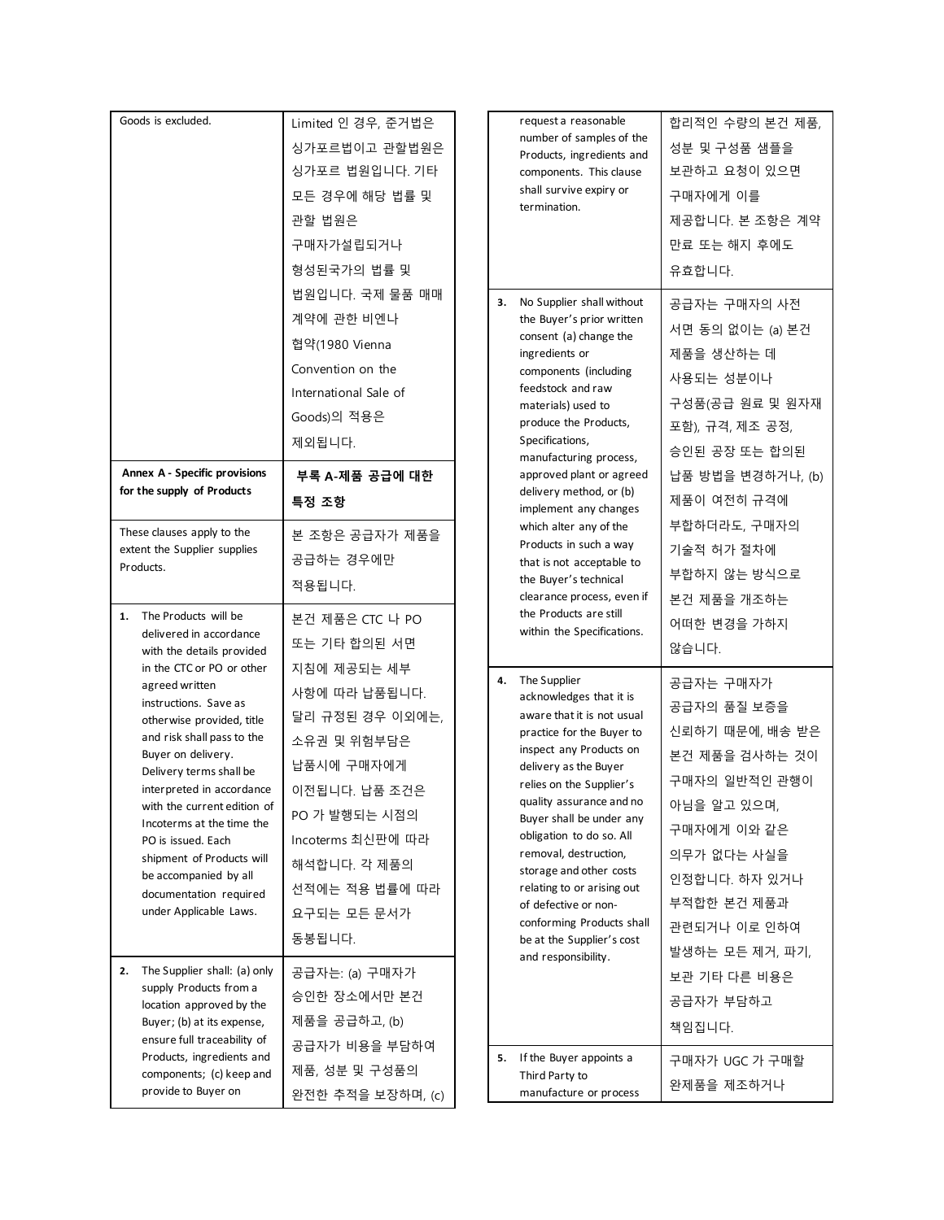| | |
|---|---|
| Goods is excluded. | Limited 인 경우, 준거법은 싱가포르법이고 관할법원은 싱가포르 법원입니다. 기타 모든 경우에 해당 법률 및 관할 법원은 구매자가설립되거나 형성된국가의 법률 및 법원입니다. 국제 물품 매매 계약에 관한 비엔나 협약(1980 Vienna Convention on the International Sale of Goods)의 적용은 제외됩니다. |
| **Annex A - Specific provisions for the supply of Products** | **부록 A-제품 공급에 대한 특정 조항** |
| These clauses apply to the extent the Supplier supplies Products. | 본 조항은 공급자가 제품을 공급하는 경우에만 적용됩니다. |
| **1.** The Products will be delivered in accordance with the details provided in the CTC or PO or other agreed written instructions. Save as otherwise provided, title and risk shall pass to the Buyer on delivery. Delivery terms shall be interpreted in accordance with the current edition of Incoterms at the time the PO is issued. Each shipment of Products will be accompanied by all documentation required under Applicable Laws. | 본건 제품은 CTC 나 PO 또는 기타 합의된 서면 지침에 제공되는 세부 사항에 따라 납품됩니다. 달리 규정된 경우 이외에는, 소유권 및 위험부담은 납품시에 구매자에게 이전됩니다. 납품 조건은 PO 가 발행되는 시점의 Incoterms 최신판에 따라 해석합니다. 각 제품의 선적에는 적용 법률에 따라 요구되는 모든 문서가 동봉됩니다. |
| **2.** The Supplier shall: (a) only supply Products from a location approved by the Buyer; (b) at its expense, ensure full traceability of Products, ingredients and components; (c) keep and provide to Buyer on request a reasonable number of samples of the Products, ingredients and components. This clause shall survive expiry or termination. | 공급자는: (a) 구매자가 승인한 장소에서만 본건 제품을 공급하고, (b) 공급자가 비용을 부담하여 제품, 성분 및 구성품의 완전한 추적을 보장하며, (c) 합리적인 수량의 본건 제품, 성분 및 구성품 샘플을 보관하고 요청이 있으면 구매자에게 이를 제공합니다. 본 조항은 계약 만료 또는 해지 후에도 유효합니다. |
| **3.** No Supplier shall without the Buyer's prior written consent (a) change the ingredients or components (including feedstock and raw materials) used to produce the Products, Specifications, manufacturing process, approved plant or agreed delivery method, or (b) implement any changes which alter any of the Products in such a way that is not acceptable to the Buyer's technical clearance process, even if the Products are still within the Specifications. | 공급자는 구매자의 사전 서면 동의 없이는 (a) 본건 제품을 생산하는 데 사용되는 성분이나 구성품(공급 원료 및 원자재 포함), 규격, 제조 공정, 승인된 공장 또는 합의된 납품 방법을 변경하거나, (b) 제품이 여전히 규격에 부합하더라도, 구매자의 기술적 허가 절차에 부합하지 않는 방식으로 본건 제품을 개조하는 어떠한 변경을 가하지 않습니다. |
| **4.** The Supplier acknowledges that it is aware that it is not usual practice for the Buyer to inspect any Products on delivery as the Buyer relies on the Supplier's quality assurance and no Buyer shall be under any obligation to do so. All removal, destruction, storage and other costs relating to or arising out of defective or non-conforming Products shall be at the Supplier's cost and responsibility. | 공급자는 구매자가 공급자의 품질 보증을 신뢰하기 때문에, 배송 받은 본건 제품을 검사하는 것이 구매자의 일반적인 관행이 아님을 알고 있으며, 구매자에게 이와 같은 의무가 없다는 사실을 인정합니다. 하자 있거나 부적합한 본건 제품과 관련되거나 이로 인하여 발생하는 모든 제거, 파기, 보관 기타 다른 비용은 공급자가 부담하고 책임집니다. |
| **5.** If the Buyer appoints a Third Party to manufacture or process | 구매자가 UGC 가 구매할 완제품을 제조하거나 |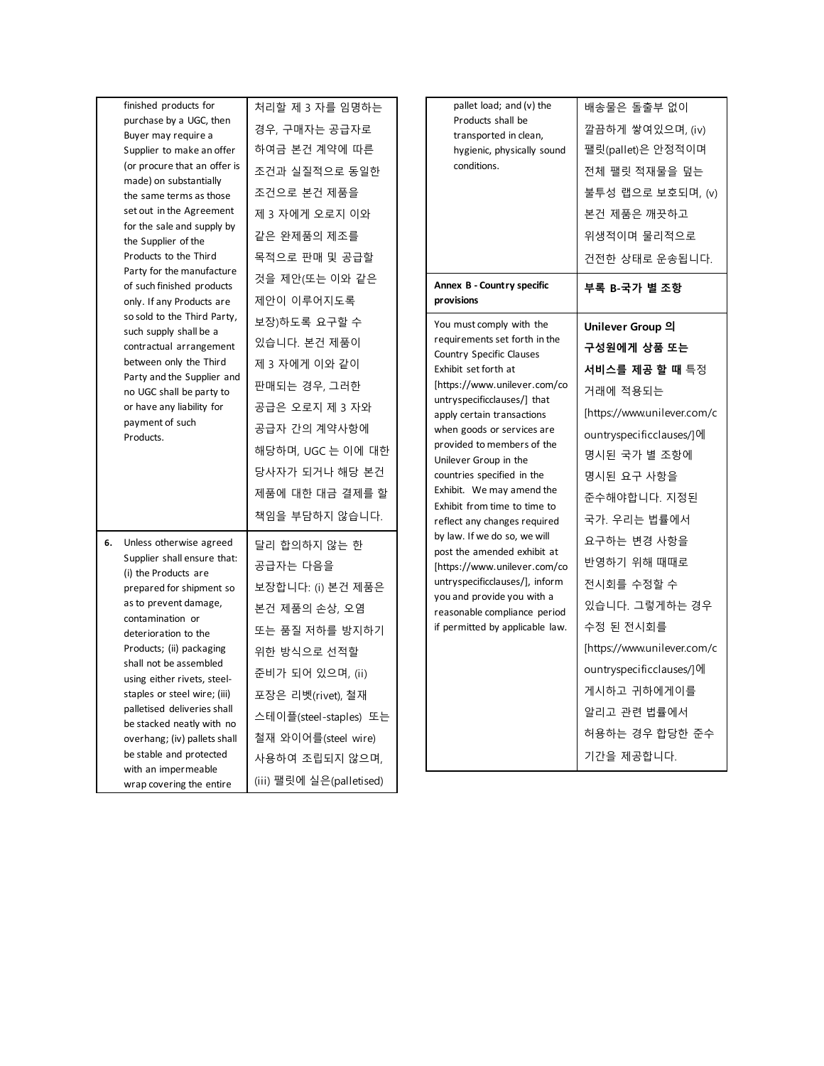| | | |
|---|---|---|
| | finished products for purchase by a UGC, then Buyer may require a Supplier to make an offer (or procure that an offer is made) on substantially the same terms as those set out in the Agreement for the sale and supply by the Supplier of the Products to the Third Party for the manufacture of such finished products only. If any Products are so sold to the Third Party, such supply shall be a contractual arrangement between only the Third Party and the Supplier and no UGC shall be party to or have any liability for payment of such Products. | 처리할 제 3 자를 임명하는 경우, 구매자는 공급자로 하여금 본건 계약에 따른 조건과 실질적으로 동일한 조건으로 본건 제품을 제 3 자에게 오로지 이와 같은 완제품의 제조를 목적으로 판매 및 공급할 것을 제안(또는 이와 같은 제안이 이루어지도록 보장)하도록 요구할 수 있습니다. 본건 제품이 제 3 자에게 이와 같이 판매되는 경우, 그러한 공급은 오로지 제 3 자와 공급자 간의 계약사항에 해당하며, UGC 는 이에 대한 당사자가 되거나 해당 본건 제품에 대한 대금 결제를 할 책임을 부담하지 않습니다. |
| **6.** | Unless otherwise agreed Supplier shall ensure that: (i) the Products are prepared for shipment so as to prevent damage, contamination or deterioration to the Products; (ii) packaging shall not be assembled using either rivets, steel-staples or steel wire; (iii) palletised deliveries shall be stacked neatly with no overhang; (iv) pallets shall be stable and protected with an impermeable wrap covering the entire pallet load; and (v) the Products shall be transported in clean, hygienic, physically sound conditions. | 달리 합의하지 않는 한 공급자는 다음을 보장합니다: (i) 본건 제품은 본건 제품의 손상, 오염 또는 품질 저하를 방지하기 위한 방식으로 선적할 준비가 되어 있으며, (ii) 포장은 리벳(rivet), 철재 스테이플(steel-staples) 또는 철재 와이어를(steel wire) 사용하여 조립되지 않으며, (iii) 팰릿에 실은(palletised) 배송물은 돌출부 없이 깔끔하게 쌓여있으며, (iv) 팰릿(pallet)은 안정적이며 전체 팰릿 적재물을 덮는 불투성 랩으로 보호되며, (v) 본건 제품은 깨끗하고 위생적이며 물리적으로 건전한 상태로 운송됩니다. |

| **Annex B - Country specific provisions** | **부록 B-국가 별 조항** |
|---|---|
| You must comply with the requirements set forth in the Country Specific Clauses Exhibit set forth at [https://www.unilever.com/countryspecificclauses/] that apply certain transactions when goods or services are provided to members of the Unilever Group in the countries specified in the Exhibit. We may amend the Exhibit from time to time to reflect any changes required by law. If we do so, we will post the amended exhibit at [https://www.unilever.com/countryspecificclauses/], inform you and provide you with a reasonable compliance period if permitted by applicable law. | **Unilever Group 의 구성원에게 상품 또는 서비스를 제공 할 때** 특정 거래에 적용되는 [https://www.unilever.com/countryspecificclauses/]에 명시된 국가 별 조항에 명시된 요구 사항을 준수해야합니다. 지정된 국가. 우리는 법률에서 요구하는 변경 사항을 반영하기 위해 때때로 전시회를 수정할 수 있습니다. 그렇게하는 경우 수정 된 전시회를 [https://www.unilever.com/countryspecificclauses/]에 게시하고 귀하에게이를 알리고 관련 법률에서 허용하는 경우 합당한 준수 기간을 제공합니다. |